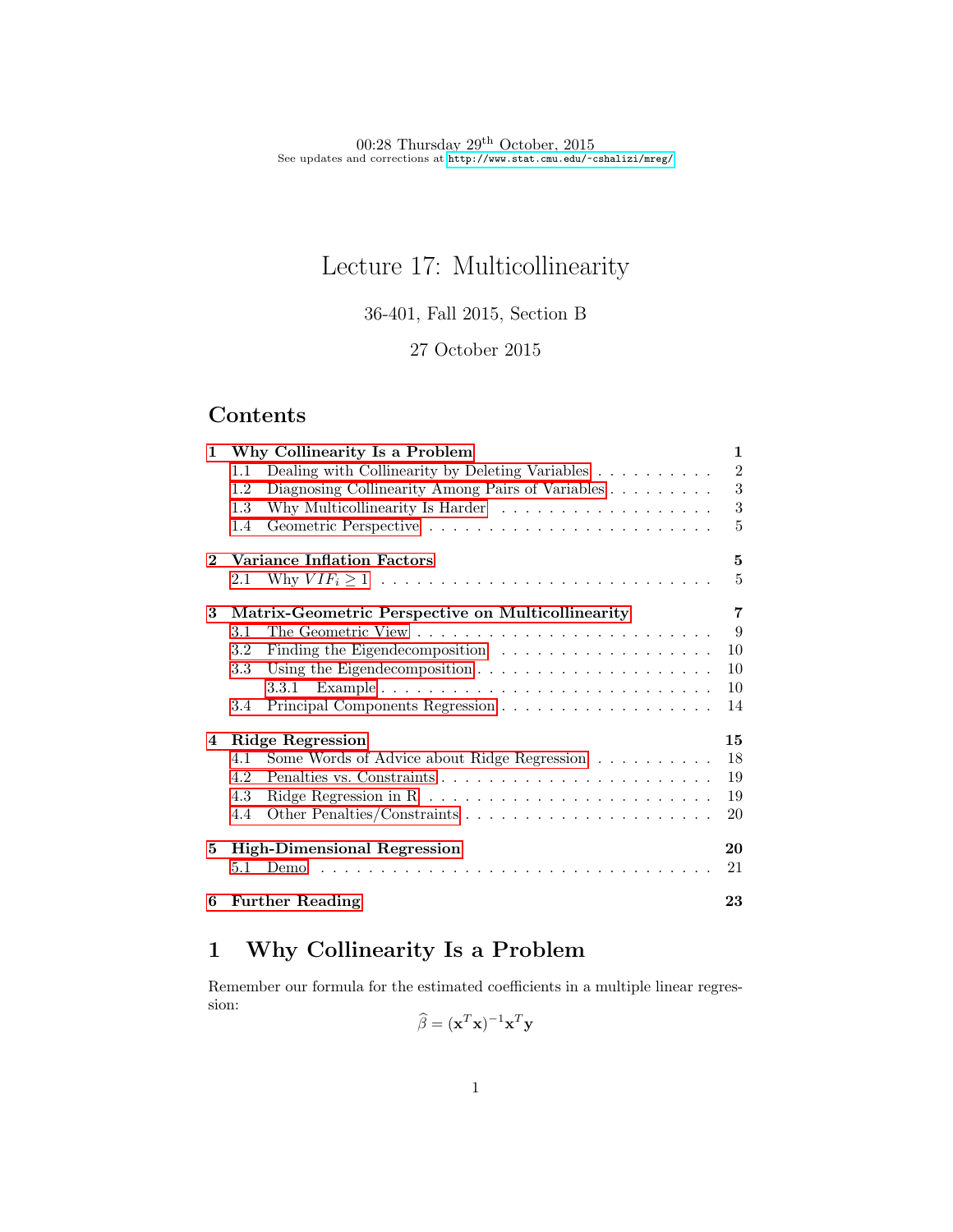00:28 Thursday 29th October, 2015
See updates and corrections at http://www.stat.cmu.edu/~cshalizi/mreg/

# Lecture 17: Multicollinearity

36-401, Fall 2015, Section B

27 October 2015

## Contents

| | | |
|---|---|---|
| **1** | **Why Collinearity Is a Problem** | **1** |
| 1.1 | Dealing with Collinearity by Deleting Variables | 2 |
| 1.2 | Diagnosing Collinearity Among Pairs of Variables | 3 |
| 1.3 | Why Multicollinearity Is Harder | 3 |
| 1.4 | Geometric Perspective | 5 |
| **2** | **Variance Inflation Factors** | **5** |
| 2.1 | Why $VIF_i \geq 1$ | 5 |
| **3** | **Matrix-Geometric Perspective on Multicollinearity** | **7** |
| 3.1 | The Geometric View | 9 |
| 3.2 | Finding the Eigendecomposition | 10 |
| 3.3 | Using the Eigendecomposition | 10 |
| 3.3.1 | Example | 10 |
| 3.4 | Principal Components Regression | 14 |
| **4** | **Ridge Regression** | **15** |
| 4.1 | Some Words of Advice about Ridge Regression | 18 |
| 4.2 | Penalties vs. Constraints | 19 |
| 4.3 | Ridge Regression in R | 19 |
| 4.4 | Other Penalties/Constraints | 20 |
| **5** | **High-Dimensional Regression** | **20** |
| 5.1 | Demo | 21 |
| **6** | **Further Reading** | **23** |

## 1 Why Collinearity Is a Problem

Remember our formula for the estimated coefficients in a multiple linear regression:

$$\widehat{\beta} = (\mathbf{x}^T\mathbf{x})^{-1}\mathbf{x}^T\mathbf{y}$$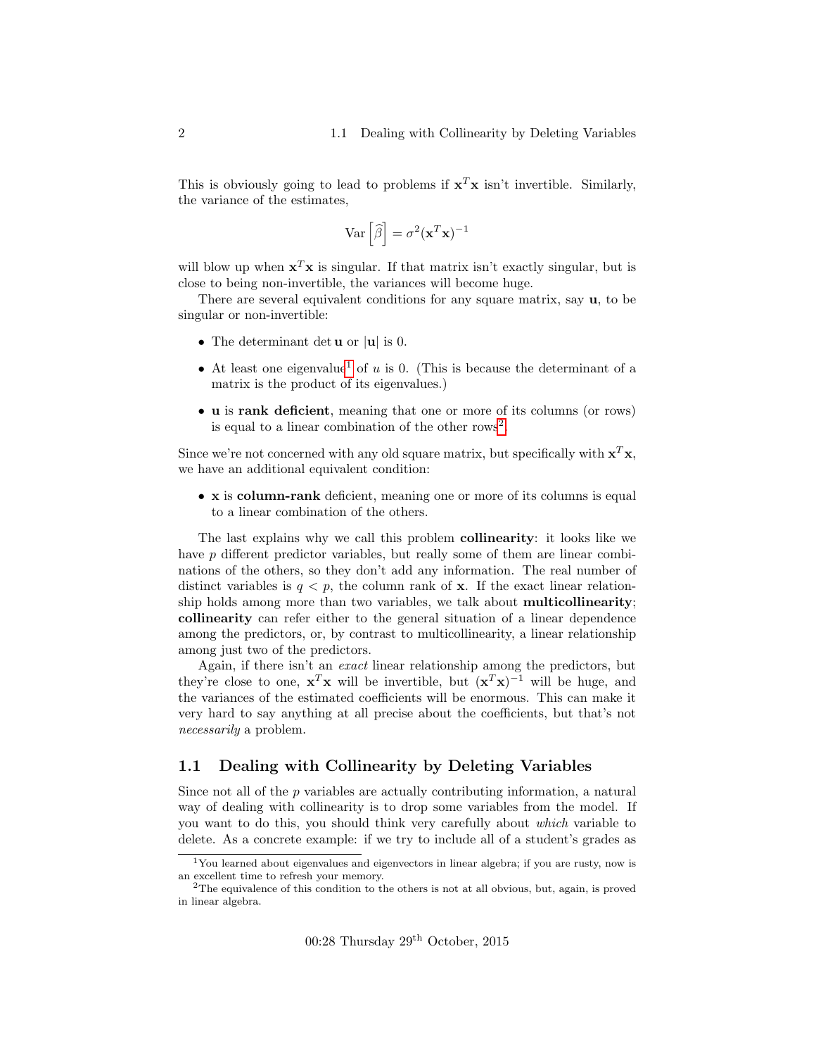This is obviously going to lead to problems if $\mathbf{x}^T\mathbf{x}$ isn't invertible. Similarly, the variance of the estimates,

$$\mathrm{Var}\left[\widehat{\beta}\right] = \sigma^2(\mathbf{x}^T\mathbf{x})^{-1}$$

will blow up when $\mathbf{x}^T\mathbf{x}$ is singular. If that matrix isn't exactly singular, but is close to being non-invertible, the variances will become huge.

There are several equivalent conditions for any square matrix, say $\mathbf{u}$, to be singular or non-invertible:

- The determinant $\det \mathbf{u}$ or $|\mathbf{u}|$ is 0.
- At least one eigenvalue[1] of $u$ is 0. (This is because the determinant of a matrix is the product of its eigenvalues.)
- $\mathbf{u}$ is **rank deficient**, meaning that one or more of its columns (or rows) is equal to a linear combination of the other rows[2].

Since we're not concerned with any old square matrix, but specifically with $\mathbf{x}^T\mathbf{x}$, we have an additional equivalent condition:

- $\mathbf{x}$ is **column-rank** deficient, meaning one or more of its columns is equal to a linear combination of the others.

The last explains why we call this problem **collinearity**: it looks like we have $p$ different predictor variables, but really some of them are linear combinations of the others, so they don't add any information. The real number of distinct variables is $q < p$, the column rank of $\mathbf{x}$. If the exact linear relationship holds among more than two variables, we talk about **multicollinearity**; **collinearity** can refer either to the general situation of a linear dependence among the predictors, or, by contrast to multicollinearity, a linear relationship among just two of the predictors.

Again, if there isn't an *exact* linear relationship among the predictors, but they're close to one, $\mathbf{x}^T\mathbf{x}$ will be invertible, but $(\mathbf{x}^T\mathbf{x})^{-1}$ will be huge, and the variances of the estimated coefficients will be enormous. This can make it very hard to say anything at all precise about the coefficients, but that's not *necessarily* a problem.

## 1.1 Dealing with Collinearity by Deleting Variables

Since not all of the $p$ variables are actually contributing information, a natural way of dealing with collinearity is to drop some variables from the model. If you want to do this, you should think very carefully about *which* variable to delete. As a concrete example: if we try to include all of a student's grades as

[1] You learned about eigenvalues and eigenvectors in linear algebra; if you are rusty, now is an excellent time to refresh your memory.

[2] The equivalence of this condition to the others is not at all obvious, but, again, is proved in linear algebra.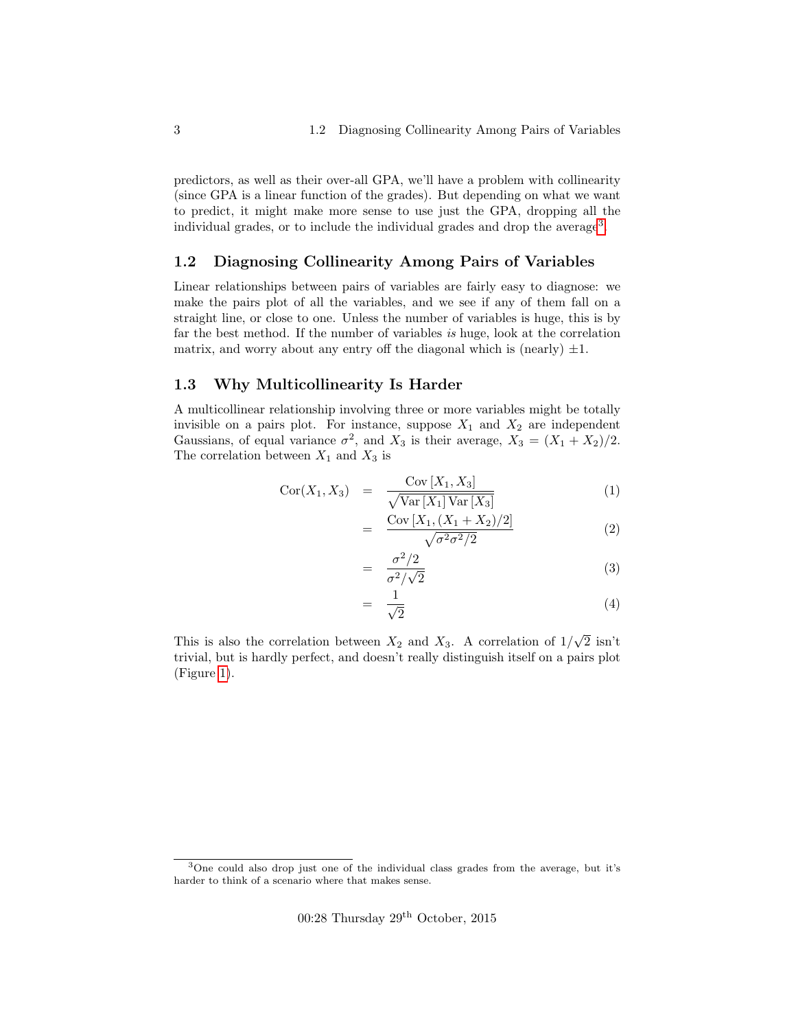predictors, as well as their over-all GPA, we'll have a problem with collinearity (since GPA is a linear function of the grades). But depending on what we want to predict, it might make more sense to use just the GPA, dropping all the individual grades, or to include the individual grades and drop the average[3].

## 1.2 Diagnosing Collinearity Among Pairs of Variables

Linear relationships between pairs of variables are fairly easy to diagnose: we make the pairs plot of all the variables, and we see if any of them fall on a straight line, or close to one. Unless the number of variables is huge, this is by far the best method. If the number of variables *is* huge, look at the correlation matrix, and worry about any entry off the diagonal which is (nearly) $\pm 1$.

## 1.3 Why Multicollinearity Is Harder

A multicollinear relationship involving three or more variables might be totally invisible on a pairs plot. For instance, suppose $X_1$ and $X_2$ are independent Gaussians, of equal variance $\sigma^2$, and $X_3$ is their average, $X_3 = (X_1 + X_2)/2$. The correlation between $X_1$ and $X_3$ is

$$
\begin{aligned}
\mathrm{Cor}(X_1, X_3) &= \frac{\mathrm{Cov}\left[X_1, X_3\right]}{\sqrt{\mathrm{Var}\left[X_1\right]\mathrm{Var}\left[X_3\right]}} && (1)\\
&= \frac{\mathrm{Cov}\left[X_1, (X_1 + X_2)/2\right]}{\sqrt{\sigma^2 \sigma^2/2}} && (2)\\
&= \frac{\sigma^2/2}{\sigma^2/\sqrt{2}} && (3)\\
&= \frac{1}{\sqrt{2}} && (4)
\end{aligned}
$$

This is also the correlation between $X_2$ and $X_3$. A correlation of $1/\sqrt{2}$ isn't trivial, but is hardly perfect, and doesn't really distinguish itself on a pairs plot (Figure 1).

[3] One could also drop just one of the individual class grades from the average, but it's harder to think of a scenario where that makes sense.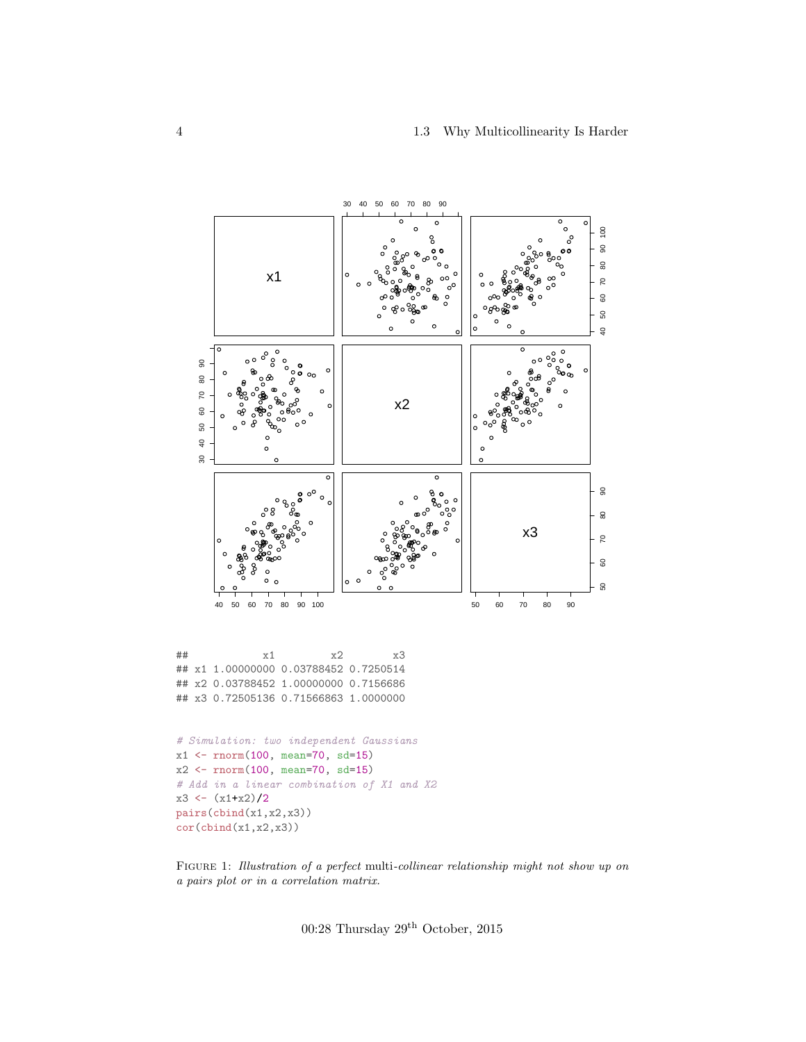```
##             x1         x2        x3
## x1 1.00000000 0.03788452 0.7250514
## x2 0.03788452 1.00000000 0.7156686
## x3 0.72505136 0.71566863 1.0000000
```

```r
# Simulation: two independent Gaussians
x1 <- rnorm(100, mean=70, sd=15)
x2 <- rnorm(100, mean=70, sd=15)
# Add in a linear combination of X1 and X2
x3 <- (x1+x2)/2
pairs(cbind(x1,x2,x3))
cor(cbind(x1,x2,x3))
```

FIGURE 1: *Illustration of a perfect* multi-*collinear relationship might not show up on a pairs plot or in a correlation matrix.*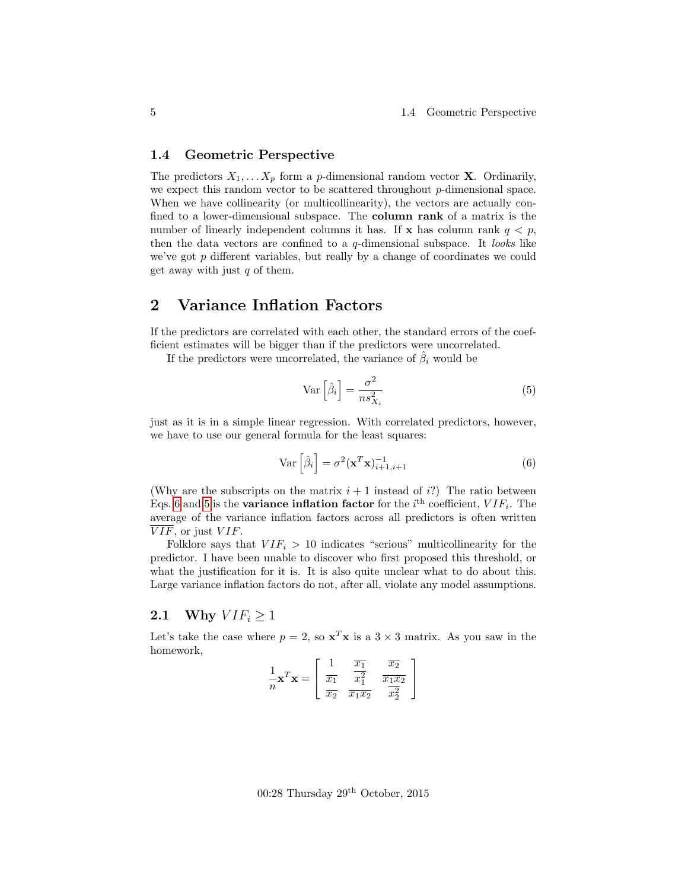### 1.4 Geometric Perspective

The predictors $X_1, \ldots X_p$ form a $p$-dimensional random vector $\mathbf{X}$. Ordinarily, we expect this random vector to be scattered throughout $p$-dimensional space. When we have collinearity (or multicollinearity), the vectors are actually confined to a lower-dimensional subspace. The **column rank** of a matrix is the number of linearly independent columns it has. If $\mathbf{x}$ has column rank $q < p$, then the data vectors are confined to a $q$-dimensional subspace. It *looks* like we've got $p$ different variables, but really by a change of coordinates we could get away with just $q$ of them.

## 2 Variance Inflation Factors

If the predictors are correlated with each other, the standard errors of the coefficient estimates will be bigger than if the predictors were uncorrelated.

If the predictors were uncorrelated, the variance of $\hat{\beta}_i$ would be

$$\text{Var}\left[\hat{\beta}_i\right] = \frac{\sigma^2}{ns^2_{X_i}} \tag{5}$$

just as it is in a simple linear regression. With correlated predictors, however, we have to use our general formula for the least squares:

$$\text{Var}\left[\hat{\beta}_i\right] = \sigma^2(\mathbf{x}^T\mathbf{x})^{-1}_{i+1,i+1} \tag{6}$$

(Why are the subscripts on the matrix $i+1$ instead of $i$?) The ratio between Eqs. 6 and 5 is the **variance inflation factor** for the $i^{\text{th}}$ coefficient, $VIF_i$. The average of the variance inflation factors across all predictors is often written $\overline{VIF}$, or just $VIF$.

Folklore says that $VIF_i > 10$ indicates "serious" multicollinearity for the predictor. I have been unable to discover who first proposed this threshold, or what the justification for it is. It is also quite unclear what to do about this. Large variance inflation factors do not, after all, violate any model assumptions.

### 2.1 Why $VIF_i \geq 1$

Let's take the case where $p = 2$, so $\mathbf{x}^T\mathbf{x}$ is a $3 \times 3$ matrix. As you saw in the homework,

$$\frac{1}{n}\mathbf{x}^T\mathbf{x} = \left[\begin{array}{ccc} 1 & \overline{x_1} & \overline{x_2} \\ \overline{x_1} & \overline{x_1^2} & \overline{x_1 x_2} \\ \overline{x_2} & \overline{x_1 x_2} & \overline{x_2^2} \end{array}\right]$$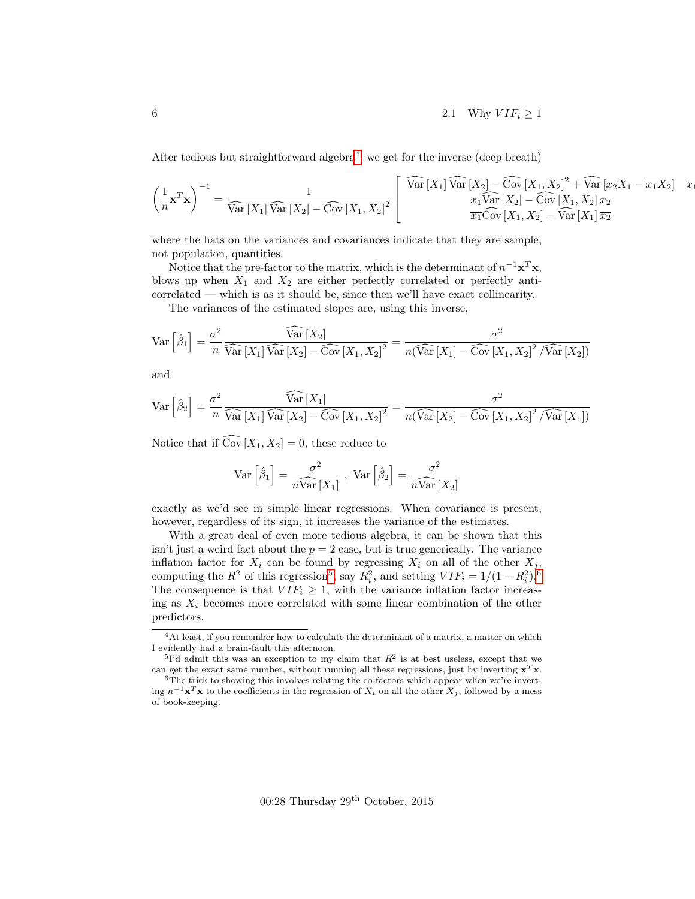After tedious but straightforward algebra[4], we get for the inverse (deep breath)

$$\left(\frac{1}{n}\mathbf{x}^T\mathbf{x}\right)^{-1} = \frac{1}{\widehat{\mathrm{Var}}[X_1]\,\widehat{\mathrm{Var}}[X_2] - \widehat{\mathrm{Cov}}[X_1, X_2]^2} \left[ \begin{array}{ll} \widehat{\mathrm{Var}}[X_1]\,\widehat{\mathrm{Var}}[X_2] - \widehat{\mathrm{Cov}}[X_1, X_2]^2 + \widehat{\mathrm{Var}}[\overline{x_2}X_1 - \overline{x_1}X_2] & \overline{x_1} \\ \overline{x_1}\widehat{\mathrm{Var}}[X_2] - \widehat{\mathrm{Cov}}[X_1, X_2]\,\overline{x_2} & \\ \overline{x_1}\widehat{\mathrm{Cov}}[X_1, X_2] - \widehat{\mathrm{Var}}[X_1]\,\overline{x_2} & \end{array} \right.$$

where the hats on the variances and covariances indicate that they are sample, not population, quantities.

Notice that the pre-factor to the matrix, which is the determinant of $n^{-1}\mathbf{x}^T\mathbf{x}$, blows up when $X_1$ and $X_2$ are either perfectly correlated or perfectly anti-correlated — which is as it should be, since then we'll have exact collinearity.

The variances of the estimated slopes are, using this inverse,

$$\mathrm{Var}\left[\hat{\beta}_1\right] = \frac{\sigma^2}{n} \frac{\widehat{\mathrm{Var}}[X_2]}{\widehat{\mathrm{Var}}[X_1]\,\widehat{\mathrm{Var}}[X_2] - \widehat{\mathrm{Cov}}[X_1, X_2]^2} = \frac{\sigma^2}{n(\widehat{\mathrm{Var}}[X_1] - \widehat{\mathrm{Cov}}[X_1, X_2]^2/\widehat{\mathrm{Var}}[X_2])}$$

and

$$\mathrm{Var}\left[\hat{\beta}_2\right] = \frac{\sigma^2}{n} \frac{\widehat{\mathrm{Var}}[X_1]}{\widehat{\mathrm{Var}}[X_1]\,\widehat{\mathrm{Var}}[X_2] - \widehat{\mathrm{Cov}}[X_1, X_2]^2} = \frac{\sigma^2}{n(\widehat{\mathrm{Var}}[X_2] - \widehat{\mathrm{Cov}}[X_1, X_2]^2/\widehat{\mathrm{Var}}[X_1])}$$

Notice that if $\widehat{\mathrm{Cov}}[X_1, X_2] = 0$, these reduce to

$$\mathrm{Var}\left[\hat{\beta}_1\right] = \frac{\sigma^2}{n\widehat{\mathrm{Var}}[X_1]}\ ,\ \mathrm{Var}\left[\hat{\beta}_2\right] = \frac{\sigma^2}{n\widehat{\mathrm{Var}}[X_2]}$$

exactly as we'd see in simple linear regressions. When covariance is present, however, regardless of its sign, it increases the variance of the estimates.

With a great deal of even more tedious algebra, it can be shown that this isn't just a weird fact about the $p = 2$ case, but is true generically. The variance inflation factor for $X_i$ can be found by regressing $X_i$ on all of the other $X_j$, computing the $R^2$ of this regression[5], say $R_i^2$, and setting $VIF_i = 1/(1 - R_i^2)$.[6] The consequence is that $VIF_i \geq 1$, with the variance inflation factor increasing as $X_i$ becomes more correlated with some linear combination of the other predictors.

---

[4] At least, if you remember how to calculate the determinant of a matrix, a matter on which I evidently had a brain-fault this afternoon.

[5] I'd admit this was an exception to my claim that $R^2$ is at best useless, except that we can get the exact same number, without running all these regressions, just by inverting $\mathbf{x}^T\mathbf{x}$.

[6] The trick to showing this involves relating the co-factors which appear when we're inverting $n^{-1}\mathbf{x}^T\mathbf{x}$ to the coefficients in the regression of $X_i$ on all the other $X_j$, followed by a mess of book-keeping.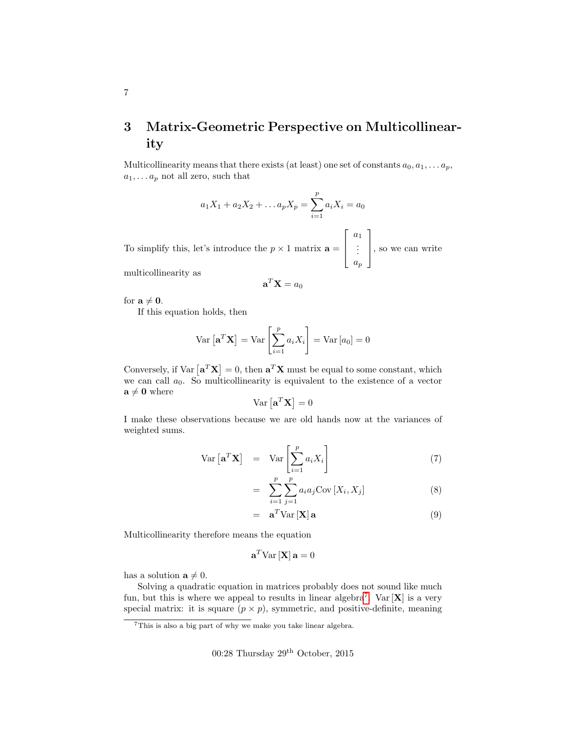## 3 Matrix-Geometric Perspective on Multicollinearity

Multicollinearity means that there exists (at least) one set of constants $a_0, a_1, \ldots a_p$, $a_1, \ldots a_p$ not all zero, such that

$$a_1 X_1 + a_2 X_2 + \ldots a_p X_p = \sum_{i=1}^{p} a_i X_i = a_0$$

To simplify this, let's introduce the $p \times 1$ matrix $\mathbf{a} = \left[ \begin{array}{c} a_1 \\ \vdots \\ a_p \end{array} \right]$, so we can write multicollinearity as

$$\mathbf{a}^T \mathbf{X} = a_0$$

for $\mathbf{a} \neq \mathbf{0}$.

If this equation holds, then

$$\mathrm{Var}\left[\mathbf{a}^T \mathbf{X}\right] = \mathrm{Var}\left[\sum_{i=1}^{p} a_i X_i\right] = \mathrm{Var}\left[a_0\right] = 0$$

Conversely, if $\mathrm{Var}\left[\mathbf{a}^T \mathbf{X}\right] = 0$, then $\mathbf{a}^T \mathbf{X}$ must be equal to some constant, which we can call $a_0$. So multicollinearity is equivalent to the existence of a vector $\mathbf{a} \neq \mathbf{0}$ where

$$\mathrm{Var}\left[\mathbf{a}^T \mathbf{X}\right] = 0$$

I make these observations because we are old hands now at the variances of weighted sums.

$$\begin{aligned} \mathrm{Var}\left[\mathbf{a}^T \mathbf{X}\right] &= \mathrm{Var}\left[\sum_{i=1}^{p} a_i X_i\right] && (7) \\ &= \sum_{i=1}^{p} \sum_{j=1}^{p} a_i a_j \mathrm{Cov}\left[X_i, X_j\right] && (8) \\ &= \mathbf{a}^T \mathrm{Var}\left[\mathbf{X}\right] \mathbf{a} && (9) \end{aligned}$$

Multicollinearity therefore means the equation

$$\mathbf{a}^T \mathrm{Var}\left[\mathbf{X}\right] \mathbf{a} = 0$$

has a solution $\mathbf{a} \neq 0$.

Solving a quadratic equation in matrices probably does not sound like much fun, but this is where we appeal to results in linear algebra[7]. $\mathrm{Var}\left[\mathbf{X}\right]$ is a very special matrix: it is square ($p \times p$), symmetric, and positive-definite, meaning

[7] This is also a big part of why we make you take linear algebra.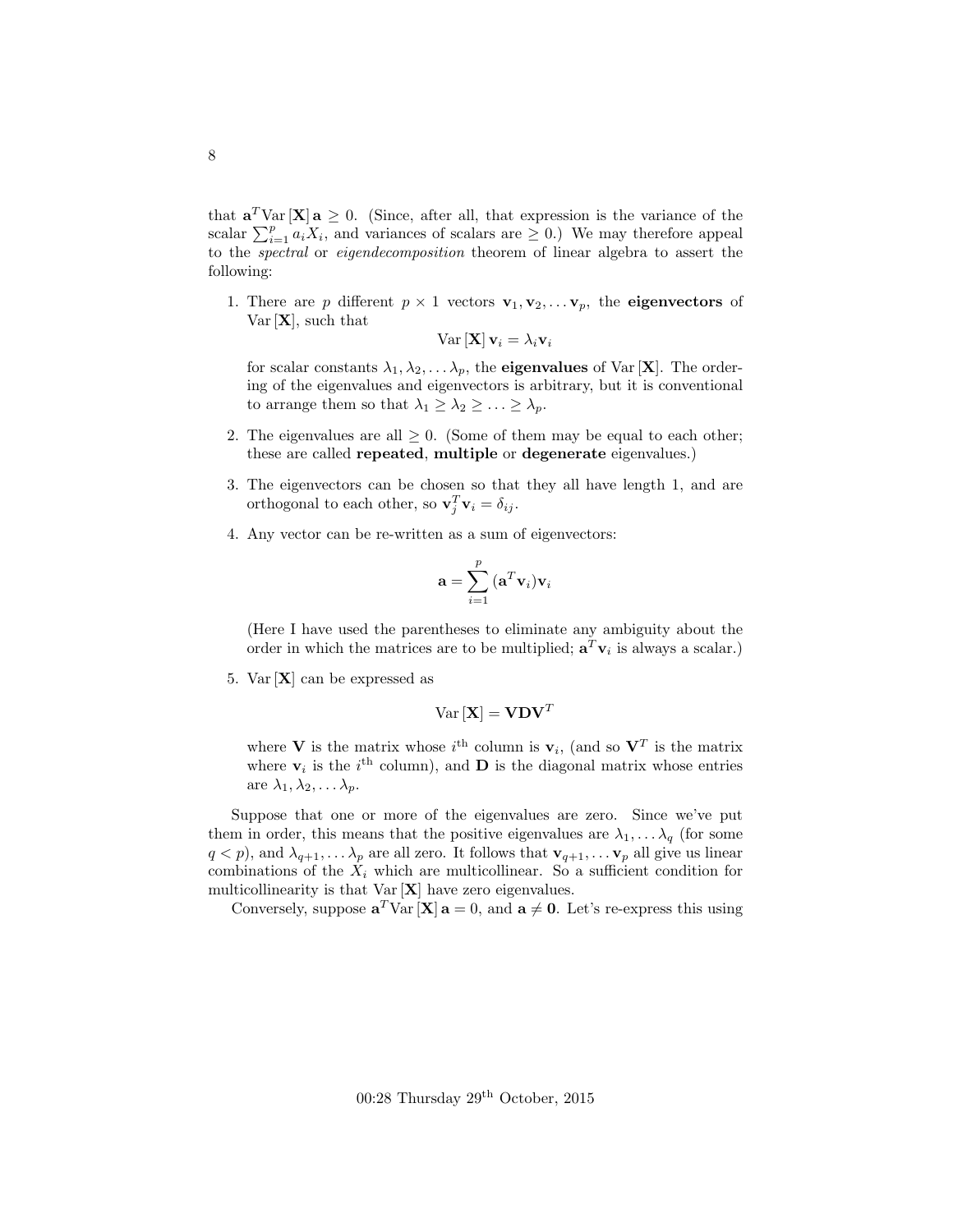that $\mathbf{a}^T \text{Var}[\mathbf{X}] \mathbf{a} \geq 0$. (Since, after all, that expression is the variance of the scalar $\sum_{i=1}^{p} a_i X_i$, and variances of scalars are $\geq 0$.) We may therefore appeal to the *spectral* or *eigendecomposition* theorem of linear algebra to assert the following:

1. There are $p$ different $p \times 1$ vectors $\mathbf{v}_1, \mathbf{v}_2, \ldots \mathbf{v}_p$, the **eigenvectors** of $\text{Var}[\mathbf{X}]$, such that
$$\text{Var}[\mathbf{X}] \mathbf{v}_i = \lambda_i \mathbf{v}_i$$
for scalar constants $\lambda_1, \lambda_2, \ldots \lambda_p$, the **eigenvalues** of $\text{Var}[\mathbf{X}]$. The ordering of the eigenvalues and eigenvectors is arbitrary, but it is conventional to arrange them so that $\lambda_1 \geq \lambda_2 \geq \ldots \geq \lambda_p$.

2. The eigenvalues are all $\geq 0$. (Some of them may be equal to each other; these are called **repeated**, **multiple** or **degenerate** eigenvalues.)

3. The eigenvectors can be chosen so that they all have length 1, and are orthogonal to each other, so $\mathbf{v}_j^T \mathbf{v}_i = \delta_{ij}$.

4. Any vector can be re-written as a sum of eigenvectors:
$$\mathbf{a} = \sum_{i=1}^{p} (\mathbf{a}^T \mathbf{v}_i) \mathbf{v}_i$$
(Here I have used the parentheses to eliminate any ambiguity about the order in which the matrices are to be multiplied; $\mathbf{a}^T \mathbf{v}_i$ is always a scalar.)

5. $\text{Var}[\mathbf{X}]$ can be expressed as
$$\text{Var}[\mathbf{X}] = \mathbf{V} \mathbf{D} \mathbf{V}^T$$
where $\mathbf{V}$ is the matrix whose $i^{\text{th}}$ column is $\mathbf{v}_i$, (and so $\mathbf{V}^T$ is the matrix where $\mathbf{v}_i$ is the $i^{\text{th}}$ column), and $\mathbf{D}$ is the diagonal matrix whose entries are $\lambda_1, \lambda_2, \ldots \lambda_p$.

Suppose that one or more of the eigenvalues are zero. Since we've put them in order, this means that the positive eigenvalues are $\lambda_1, \ldots \lambda_q$ (for some $q < p$), and $\lambda_{q+1}, \ldots \lambda_p$ are all zero. It follows that $\mathbf{v}_{q+1}, \ldots \mathbf{v}_p$ all give us linear combinations of the $X_i$ which are multicollinear. So a sufficient condition for multicollinearity is that $\text{Var}[\mathbf{X}]$ have zero eigenvalues.

Conversely, suppose $\mathbf{a}^T \text{Var}[\mathbf{X}] \mathbf{a} = 0$, and $\mathbf{a} \neq \mathbf{0}$. Let's re-express this using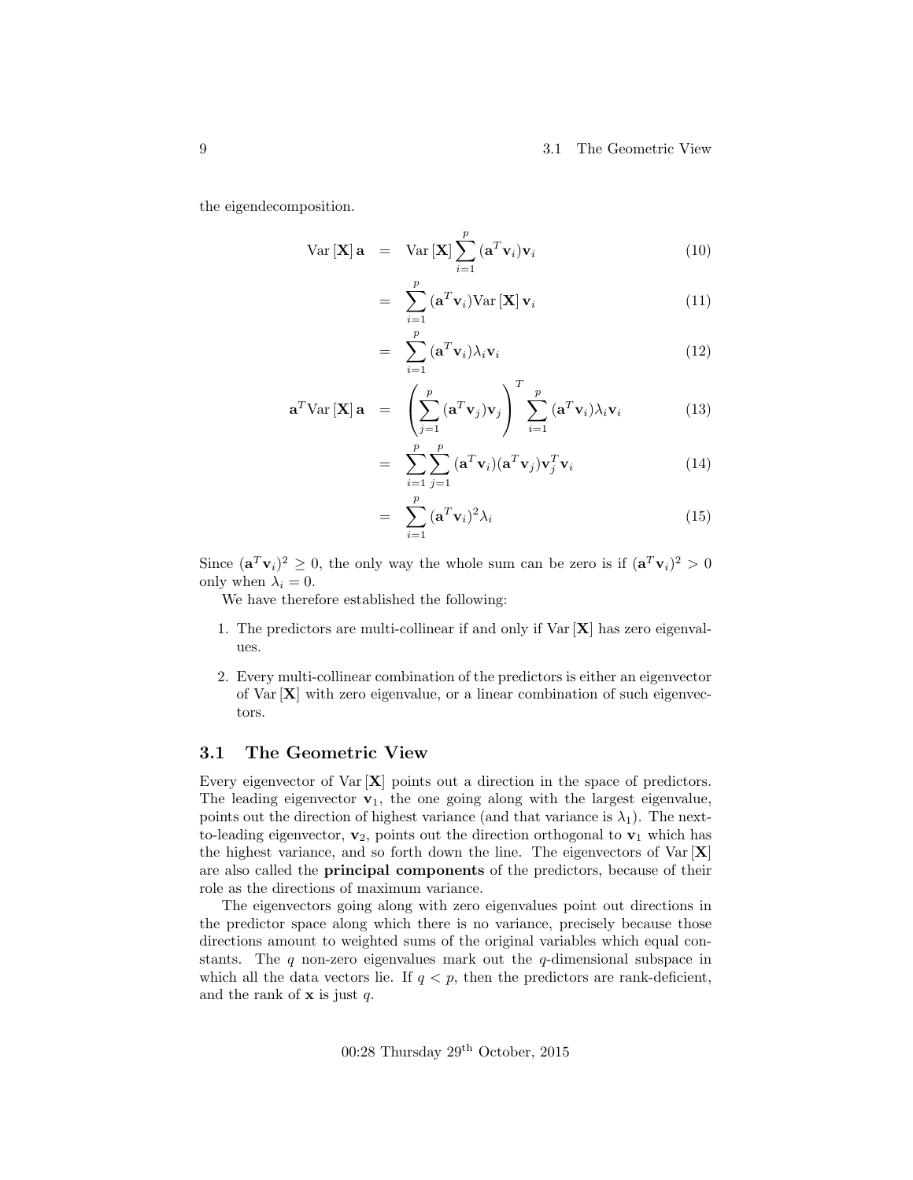the eigendecomposition.

$$\text{Var}[\mathbf{X}]\,\mathbf{a} = \text{Var}[\mathbf{X}]\sum_{i=1}^{p}(\mathbf{a}^T\mathbf{v}_i)\mathbf{v}_i \tag{10}$$

$$= \sum_{i=1}^{p}(\mathbf{a}^T\mathbf{v}_i)\text{Var}[\mathbf{X}]\,\mathbf{v}_i \tag{11}$$

$$= \sum_{i=1}^{p}(\mathbf{a}^T\mathbf{v}_i)\lambda_i\mathbf{v}_i \tag{12}$$

$$\mathbf{a}^T\text{Var}[\mathbf{X}]\,\mathbf{a} = \left(\sum_{j=1}^{p}(\mathbf{a}^T\mathbf{v}_j)\mathbf{v}_j\right)^T\sum_{i=1}^{p}(\mathbf{a}^T\mathbf{v}_i)\lambda_i\mathbf{v}_i \tag{13}$$

$$= \sum_{i=1}^{p}\sum_{j=1}^{p}(\mathbf{a}^T\mathbf{v}_i)(\mathbf{a}^T\mathbf{v}_j)\mathbf{v}_j^T\mathbf{v}_i \tag{14}$$

$$= \sum_{i=1}^{p}(\mathbf{a}^T\mathbf{v}_i)^2\lambda_i \tag{15}$$

Since $(\mathbf{a}^T\mathbf{v}_i)^2 \geq 0$, the only way the whole sum can be zero is if $(\mathbf{a}^T\mathbf{v}_i)^2 > 0$ only when $\lambda_i = 0$.

We have therefore established the following:

1. The predictors are multi-collinear if and only if $\text{Var}[\mathbf{X}]$ has zero eigenvalues.
2. Every multi-collinear combination of the predictors is either an eigenvector of $\text{Var}[\mathbf{X}]$ with zero eigenvalue, or a linear combination of such eigenvectors.

## 3.1 The Geometric View

Every eigenvector of $\text{Var}[\mathbf{X}]$ points out a direction in the space of predictors. The leading eigenvector $\mathbf{v}_1$, the one going along with the largest eigenvalue, points out the direction of highest variance (and that variance is $\lambda_1$). The next-to-leading eigenvector, $\mathbf{v}_2$, points out the direction orthogonal to $\mathbf{v}_1$ which has the highest variance, and so forth down the line. The eigenvectors of $\text{Var}[\mathbf{X}]$ are also called the **principal components** of the predictors, because of their role as the directions of maximum variance.

The eigenvectors going along with zero eigenvalues point out directions in the predictor space along which there is no variance, precisely because those directions amount to weighted sums of the original variables which equal constants. The $q$ non-zero eigenvalues mark out the $q$-dimensional subspace in which all the data vectors lie. If $q < p$, then the predictors are rank-deficient, and the rank of $\mathbf{x}$ is just $q$.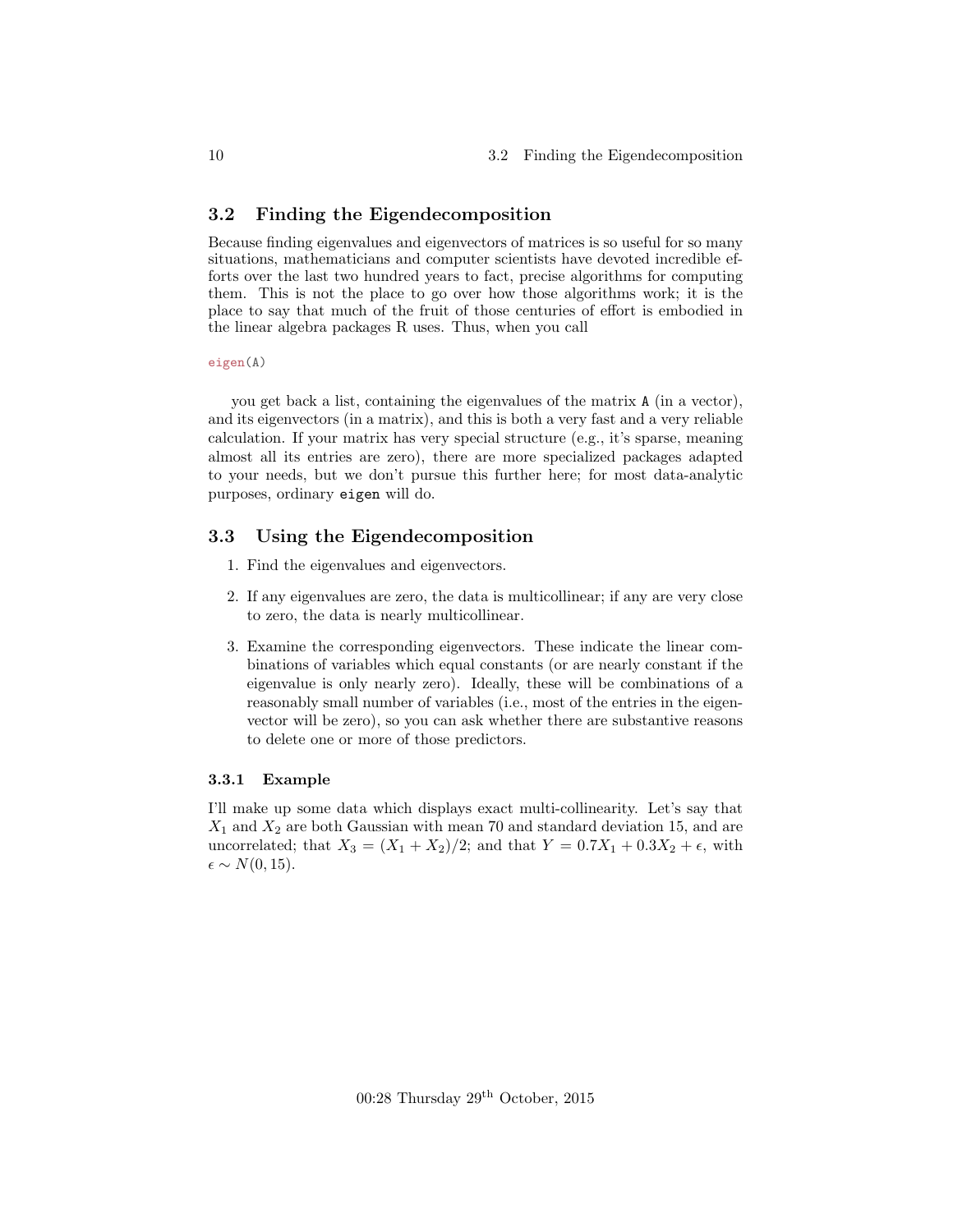## 3.2 Finding the Eigendecomposition

Because finding eigenvalues and eigenvectors of matrices is so useful for so many situations, mathematicians and computer scientists have devoted incredible efforts over the last two hundred years to fact, precise algorithms for computing them. This is not the place to go over how those algorithms work; it is the place to say that much of the fruit of those centuries of effort is embodied in the linear algebra packages R uses. Thus, when you call

```
eigen(A)
```

you get back a list, containing the eigenvalues of the matrix `A` (in a vector), and its eigenvectors (in a matrix), and this is both a very fast and a very reliable calculation. If your matrix has very special structure (e.g., it's sparse, meaning almost all its entries are zero), there are more specialized packages adapted to your needs, but we don't pursue this further here; for most data-analytic purposes, ordinary `eigen` will do.

## 3.3 Using the Eigendecomposition

1. Find the eigenvalues and eigenvectors.
2. If any eigenvalues are zero, the data is multicollinear; if any are very close to zero, the data is nearly multicollinear.
3. Examine the corresponding eigenvectors. These indicate the linear combinations of variables which equal constants (or are nearly constant if the eigenvalue is only nearly zero). Ideally, these will be combinations of a reasonably small number of variables (i.e., most of the entries in the eigenvector will be zero), so you can ask whether there are substantive reasons to delete one or more of those predictors.

### 3.3.1 Example

I'll make up some data which displays exact multi-collinearity. Let's say that $X_1$ and $X_2$ are both Gaussian with mean 70 and standard deviation 15, and are uncorrelated; that $X_3 = (X_1 + X_2)/2$; and that $Y = 0.7X_1 + 0.3X_2 + \epsilon$, with $\epsilon \sim N(0, 15)$.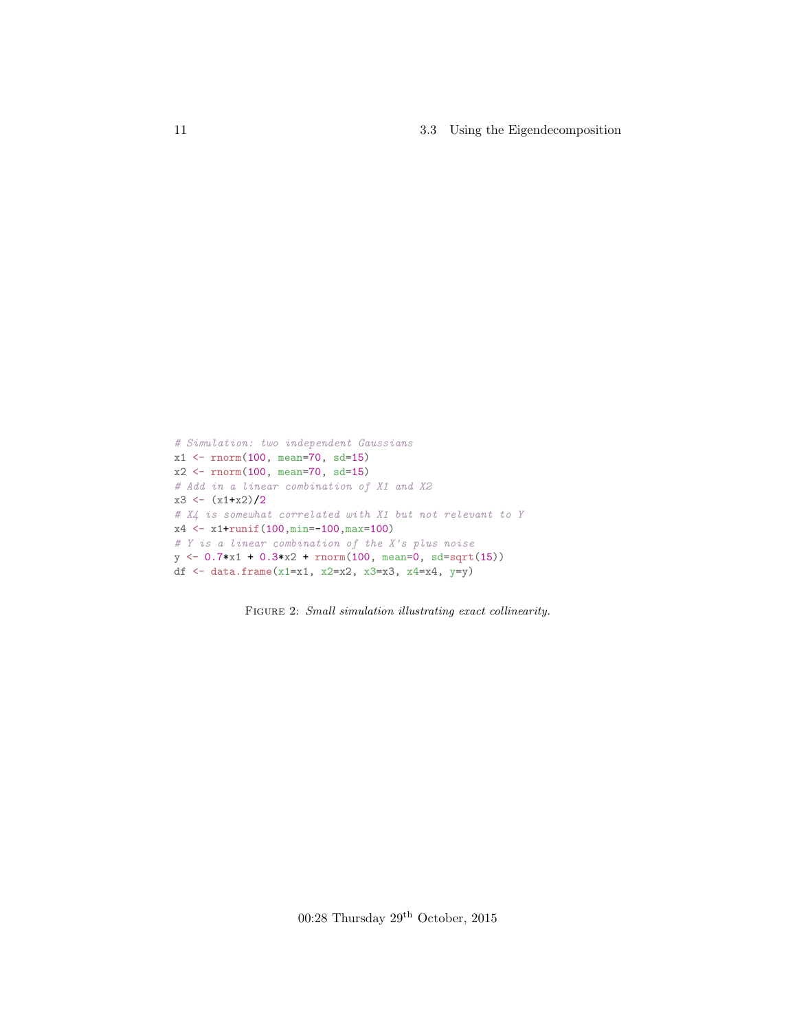```r
# Simulation: two independent Gaussians
x1 <- rnorm(100, mean=70, sd=15)
x2 <- rnorm(100, mean=70, sd=15)
# Add in a linear combination of X1 and X2
x3 <- (x1+x2)/2
# X4 is somewhat correlated with X1 but not relevant to Y
x4 <- x1+runif(100,min=-100,max=100)
# Y is a linear combination of the X's plus noise
y <- 0.7*x1 + 0.3*x2 + rnorm(100, mean=0, sd=sqrt(15))
df <- data.frame(x1=x1, x2=x2, x3=x3, x4=x4, y=y)
```

FIGURE 2: *Small simulation illustrating exact collinearity.*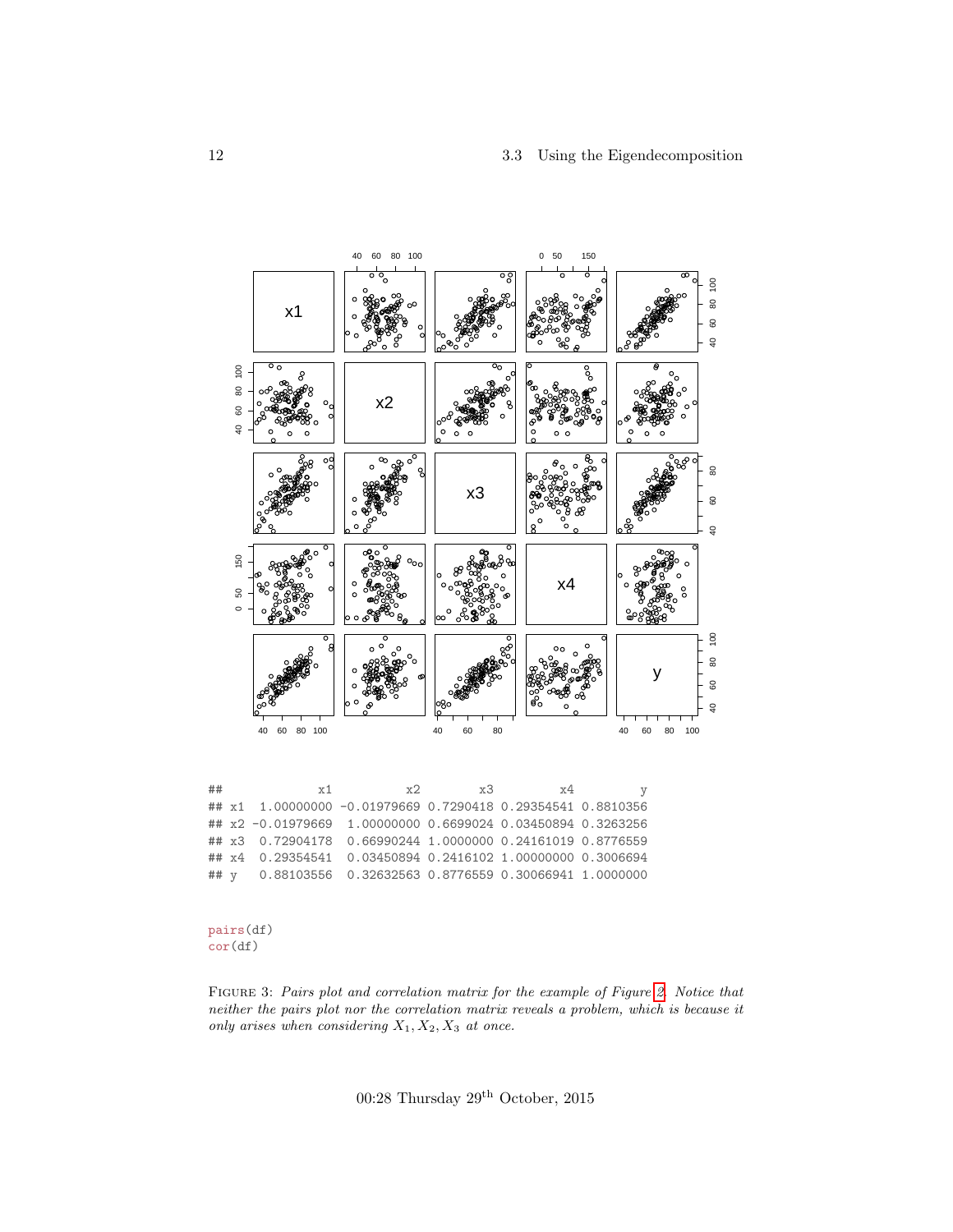```
## x1 x2 x3 x4 y
## x1 1.00000000 -0.01979669 0.7290418 0.29354541 0.8810356
## x2 -0.01979669 1.00000000 0.6699024 0.03450894 0.3263256
## x3 0.72904178 0.66990244 1.0000000 0.24161019 0.8776559
## x4 0.29354541 0.03450894 0.2416102 1.00000000 0.3006694
## y 0.88103556 0.32632563 0.8776559 0.30066941 1.0000000
```

```
pairs(df)
cor(df)
```

FIGURE 3: *Pairs plot and correlation matrix for the example of Figure 2. Notice that neither the pairs plot nor the correlation matrix reveals a problem, which is because it only arises when considering $X_1, X_2, X_3$ at once.*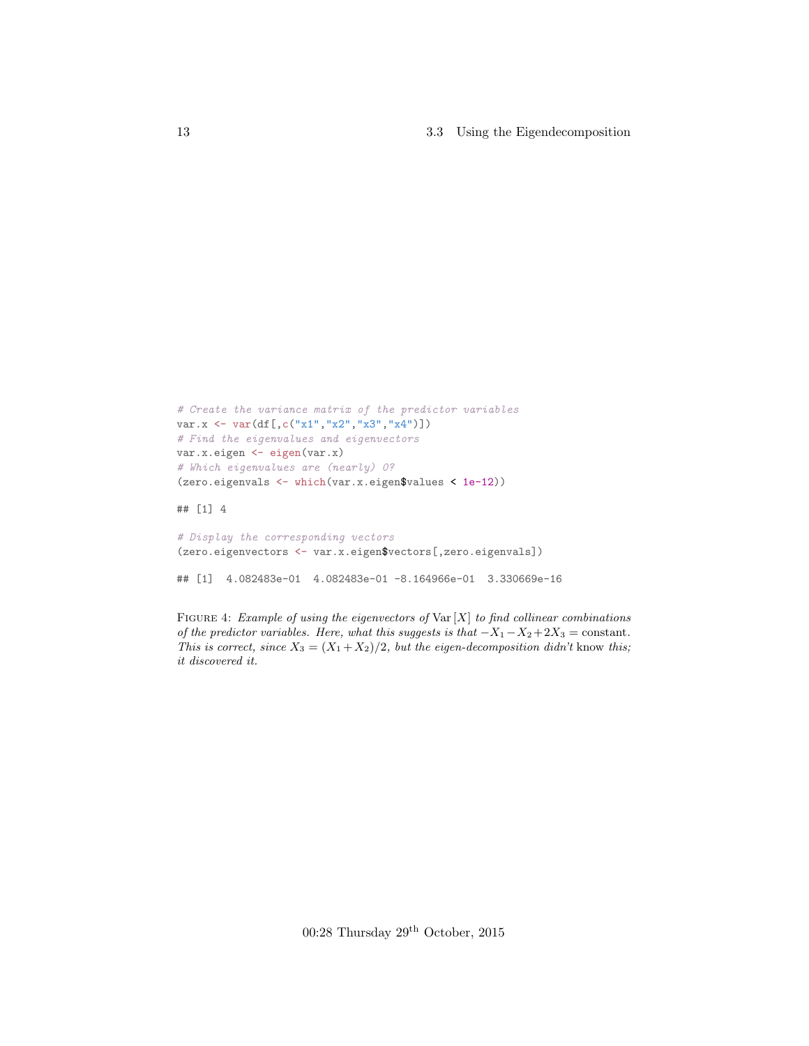```
# Create the variance matrix of the predictor variables
var.x <- var(df[,c("x1","x2","x3","x4")])
# Find the eigenvalues and eigenvectors
var.x.eigen <- eigen(var.x)
# Which eigenvalues are (nearly) 0?
(zero.eigenvals <- which(var.x.eigen$values < 1e-12))

## [1] 4

# Display the corresponding vectors
(zero.eigenvectors <- var.x.eigen$vectors[,zero.eigenvals])

## [1]  4.082483e-01  4.082483e-01 -8.164966e-01  3.330669e-16
```

FIGURE 4: *Example of using the eigenvectors of* $\mathrm{Var}[X]$ *to find collinear combinations of the predictor variables. Here, what this suggests is that* $-X_1 - X_2 + 2X_3 = \text{constant}$. *This is correct, since* $X_3 = (X_1 + X_2)/2$, *but the eigen-decomposition didn't* know *this; it discovered it.*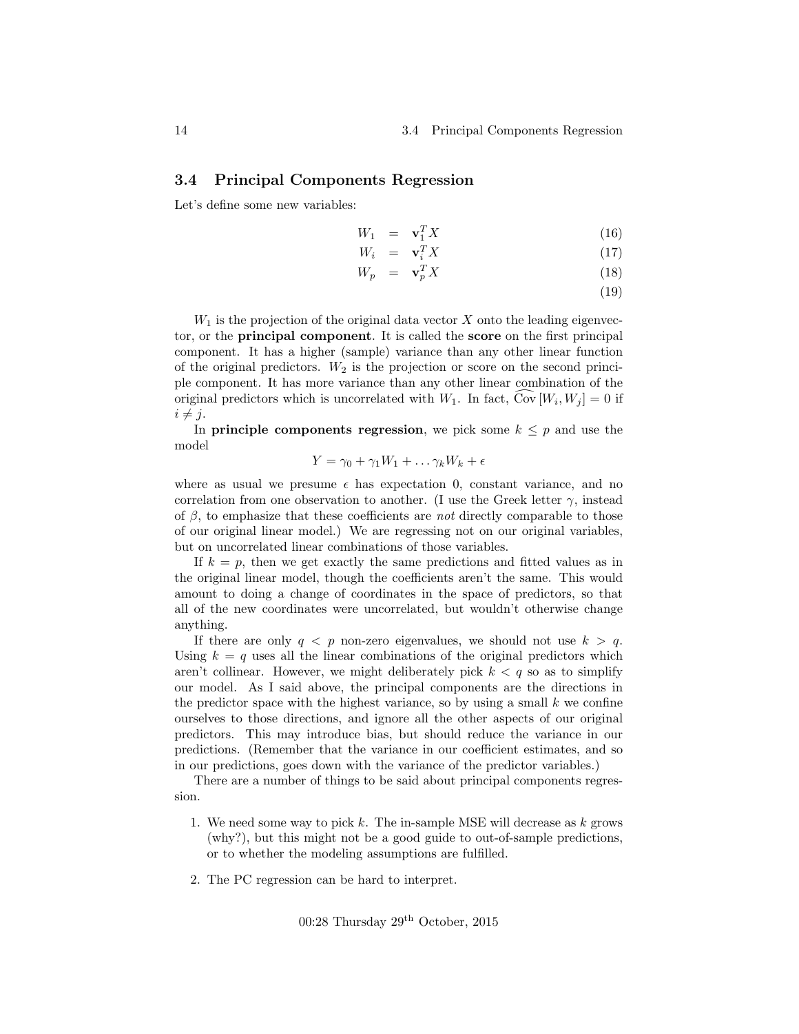## 3.4 Principal Components Regression

Let's define some new variables:

$$
\begin{aligned}
W_1 &= \mathbf{v}_1^T X & (16)\\
W_i &= \mathbf{v}_i^T X & (17)\\
W_p &= \mathbf{v}_p^T X & (18)\\
& & (19)
\end{aligned}
$$

$W_1$ is the projection of the original data vector $X$ onto the leading eigenvector, or the **principal component**. It is called the **score** on the first principal component. It has a higher (sample) variance than any other linear function of the original predictors. $W_2$ is the projection or score on the second principle component. It has more variance than any other linear combination of the original predictors which is uncorrelated with $W_1$. In fact, $\widehat{\mathrm{Cov}}[W_i, W_j] = 0$ if $i \neq j$.

In **principle components regression**, we pick some $k \leq p$ and use the model

$$Y = \gamma_0 + \gamma_1 W_1 + \ldots \gamma_k W_k + \epsilon$$

where as usual we presume $\epsilon$ has expectation 0, constant variance, and no correlation from one observation to another. (I use the Greek letter $\gamma$, instead of $\beta$, to emphasize that these coefficients are *not* directly comparable to those of our original linear model.) We are regressing not on our original variables, but on uncorrelated linear combinations of those variables.

If $k = p$, then we get exactly the same predictions and fitted values as in the original linear model, though the coefficients aren't the same. This would amount to doing a change of coordinates in the space of predictors, so that all of the new coordinates were uncorrelated, but wouldn't otherwise change anything.

If there are only $q < p$ non-zero eigenvalues, we should not use $k > q$. Using $k = q$ uses all the linear combinations of the original predictors which aren't collinear. However, we might deliberately pick $k < q$ so as to simplify our model. As I said above, the principal components are the directions in the predictor space with the highest variance, so by using a small $k$ we confine ourselves to those directions, and ignore all the other aspects of our original predictors. This may introduce bias, but should reduce the variance in our predictions. (Remember that the variance in our coefficient estimates, and so in our predictions, goes down with the variance of the predictor variables.)

There are a number of things to be said about principal components regression.

1. We need some way to pick $k$. The in-sample MSE will decrease as $k$ grows (why?), but this might not be a good guide to out-of-sample predictions, or to whether the modeling assumptions are fulfilled.

2. The PC regression can be hard to interpret.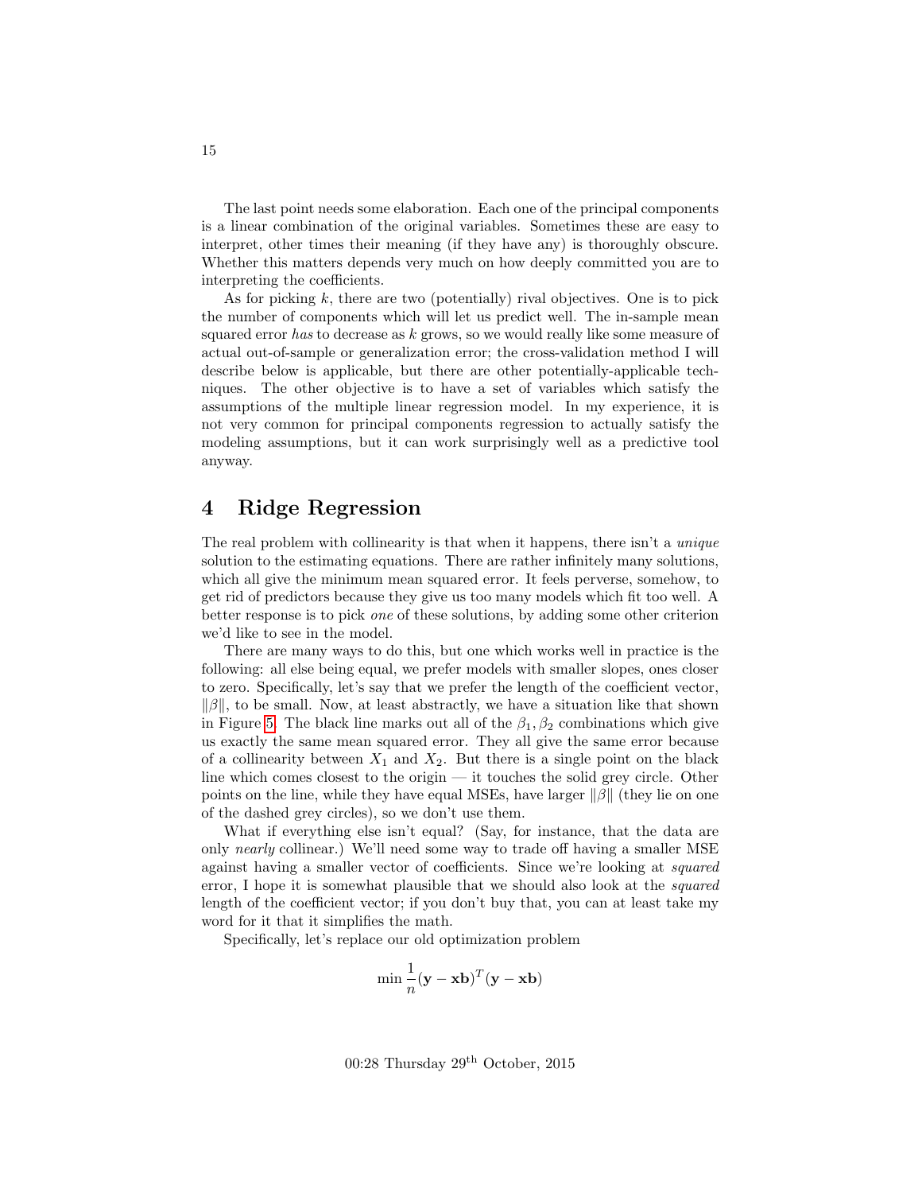The last point needs some elaboration. Each one of the principal components is a linear combination of the original variables. Sometimes these are easy to interpret, other times their meaning (if they have any) is thoroughly obscure. Whether this matters depends very much on how deeply committed you are to interpreting the coefficients.

As for picking $k$, there are two (potentially) rival objectives. One is to pick the number of components which will let us predict well. The in-sample mean squared error *has* to decrease as $k$ grows, so we would really like some measure of actual out-of-sample or generalization error; the cross-validation method I will describe below is applicable, but there are other potentially-applicable techniques. The other objective is to have a set of variables which satisfy the assumptions of the multiple linear regression model. In my experience, it is not very common for principal components regression to actually satisfy the modeling assumptions, but it can work surprisingly well as a predictive tool anyway.

# 4 Ridge Regression

The real problem with collinearity is that when it happens, there isn't a *unique* solution to the estimating equations. There are rather infinitely many solutions, which all give the minimum mean squared error. It feels perverse, somehow, to get rid of predictors because they give us too many models which fit too well. A better response is to pick *one* of these solutions, by adding some other criterion we'd like to see in the model.

There are many ways to do this, but one which works well in practice is the following: all else being equal, we prefer models with smaller slopes, ones closer to zero. Specifically, let's say that we prefer the length of the coefficient vector, $\|\beta\|$, to be small. Now, at least abstractly, we have a situation like that shown in Figure 5. The black line marks out all of the $\beta_1, \beta_2$ combinations which give us exactly the same mean squared error. They all give the same error because of a collinearity between $X_1$ and $X_2$. But there is a single point on the black line which comes closest to the origin — it touches the solid grey circle. Other points on the line, while they have equal MSEs, have larger $\|\beta\|$ (they lie on one of the dashed grey circles), so we don't use them.

What if everything else isn't equal? (Say, for instance, that the data are only *nearly* collinear.) We'll need some way to trade off having a smaller MSE against having a smaller vector of coefficients. Since we're looking at *squared* error, I hope it is somewhat plausible that we should also look at the *squared* length of the coefficient vector; if you don't buy that, you can at least take my word for it that it simplifies the math.

Specifically, let's replace our old optimization problem

$$\min \frac{1}{n}(\mathbf{y} - \mathbf{x}\mathbf{b})^T(\mathbf{y} - \mathbf{x}\mathbf{b})$$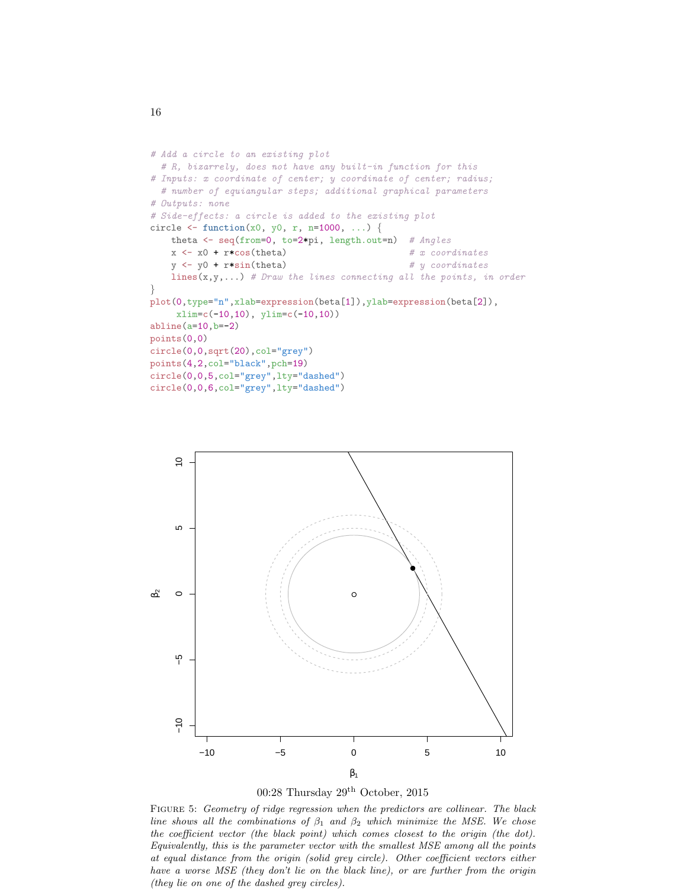```r
# Add a circle to an existing plot
  # R, bizarrely, does not have any built-in function for this
# Inputs: x coordinate of center; y coordinate of center; radius;
  # number of equiangular steps; additional graphical parameters
# Outputs: none
# Side-effects: a circle is added to the existing plot
circle <- function(x0, y0, r, n=1000, ...) {
    theta <- seq(from=0, to=2*pi, length.out=n)  # Angles
    x <- x0 + r*cos(theta)                       # x coordinates
    y <- y0 + r*sin(theta)                       # y coordinates
    lines(x,y,...) # Draw the lines connecting all the points, in order
}
plot(0,type="n",xlab=expression(beta[1]),ylab=expression(beta[2]),
     xlim=c(-10,10), ylim=c(-10,10))
abline(a=10,b=-2)
points(0,0)
circle(0,0,sqrt(20),col="grey")
points(4,2,col="black",pch=19)
circle(0,0,5,col="grey",lty="dashed")
circle(0,0,6,col="grey",lty="dashed")
```

00:28 Thursday 29[th] October, 2015

FIGURE 5: *Geometry of ridge regression when the predictors are collinear. The black line shows all the combinations of $\beta_1$ and $\beta_2$ which minimize the MSE. We chose the coefficient vector (the black point) which comes closest to the origin (the dot). Equivalently, this is the parameter vector with the smallest MSE among all the points at equal distance from the origin (solid grey circle). Other coefficient vectors either have a worse MSE (they don't lie on the black line), or are further from the origin (they lie on one of the dashed grey circles).*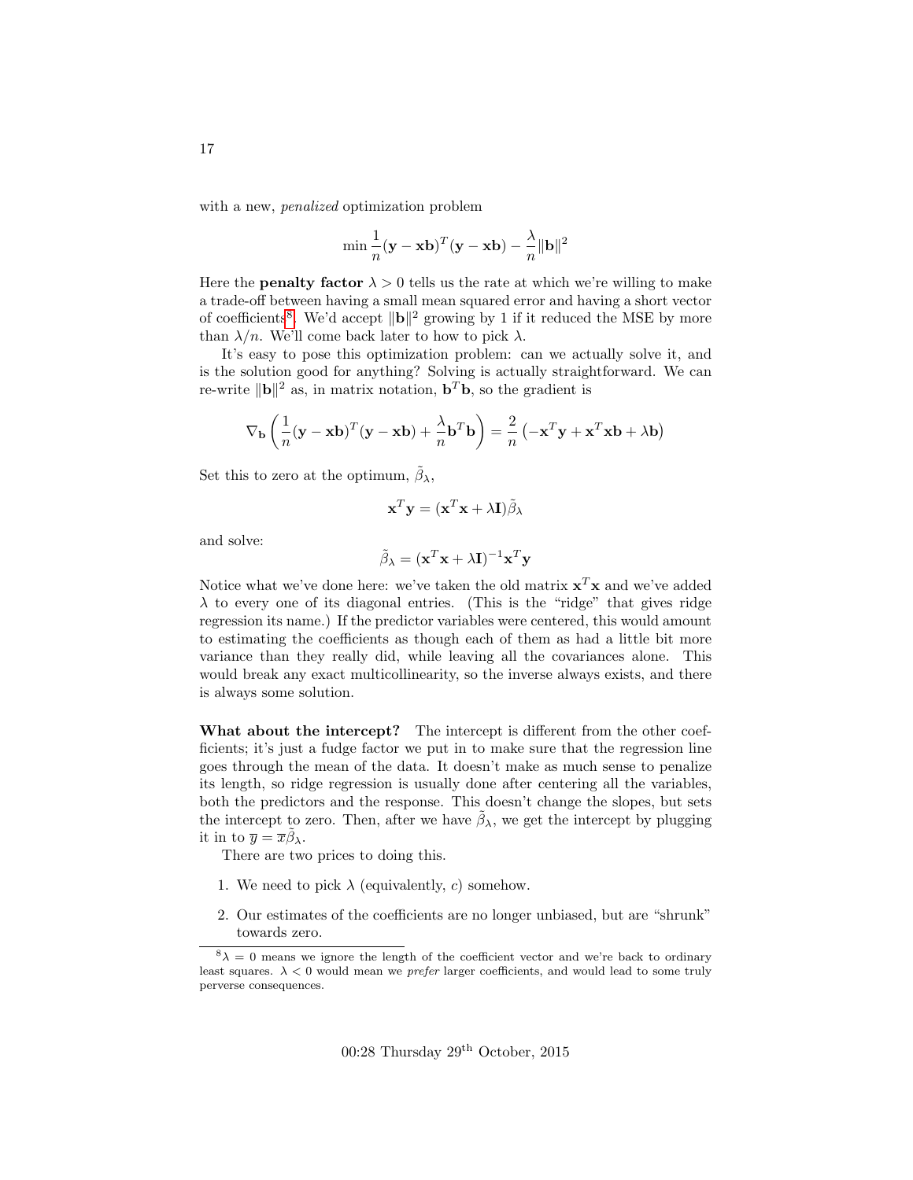with a new, *penalized* optimization problem

$$\min \frac{1}{n}(\mathbf{y} - \mathbf{x}\mathbf{b})^T(\mathbf{y} - \mathbf{x}\mathbf{b}) - \frac{\lambda}{n}\|\mathbf{b}\|^2$$

Here the **penalty factor** $\lambda > 0$ tells us the rate at which we're willing to make a trade-off between having a small mean squared error and having a short vector of coefficients[8]. We'd accept $\|\mathbf{b}\|^2$ growing by 1 if it reduced the MSE by more than $\lambda/n$. We'll come back later to how to pick $\lambda$.

It's easy to pose this optimization problem: can we actually solve it, and is the solution good for anything? Solving is actually straightforward. We can re-write $\|\mathbf{b}\|^2$ as, in matrix notation, $\mathbf{b}^T\mathbf{b}$, so the gradient is

$$\nabla_{\mathbf{b}}\left(\frac{1}{n}(\mathbf{y} - \mathbf{x}\mathbf{b})^T(\mathbf{y} - \mathbf{x}\mathbf{b}) + \frac{\lambda}{n}\mathbf{b}^T\mathbf{b}\right) = \frac{2}{n}\left(-\mathbf{x}^T\mathbf{y} + \mathbf{x}^T\mathbf{x}\mathbf{b} + \lambda\mathbf{b}\right)$$

Set this to zero at the optimum, $\tilde{\beta}_\lambda$,

$$\mathbf{x}^T\mathbf{y} = (\mathbf{x}^T\mathbf{x} + \lambda\mathbf{I})\tilde{\beta}_\lambda$$

and solve:

$$\tilde{\beta}_\lambda = (\mathbf{x}^T\mathbf{x} + \lambda\mathbf{I})^{-1}\mathbf{x}^T\mathbf{y}$$

Notice what we've done here: we've taken the old matrix $\mathbf{x}^T\mathbf{x}$ and we've added $\lambda$ to every one of its diagonal entries. (This is the "ridge" that gives ridge regression its name.) If the predictor variables were centered, this would amount to estimating the coefficients as though each of them as had a little bit more variance than they really did, while leaving all the covariances alone. This would break any exact multicollinearity, so the inverse always exists, and there is always some solution.

**What about the intercept?** The intercept is different from the other coefficients; it's just a fudge factor we put in to make sure that the regression line goes through the mean of the data. It doesn't make as much sense to penalize its length, so ridge regression is usually done after centering all the variables, both the predictors and the response. This doesn't change the slopes, but sets the intercept to zero. Then, after we have $\tilde{\beta}_\lambda$, we get the intercept by plugging it in to $\overline{y} = \overline{x}\tilde{\beta}_\lambda$.

There are two prices to doing this.

1. We need to pick $\lambda$ (equivalently, $c$) somehow.
2. Our estimates of the coefficients are no longer unbiased, but are "shrunk" towards zero.

[8] $\lambda = 0$ means we ignore the length of the coefficient vector and we're back to ordinary least squares. $\lambda < 0$ would mean we *prefer* larger coefficients, and would lead to some truly perverse consequences.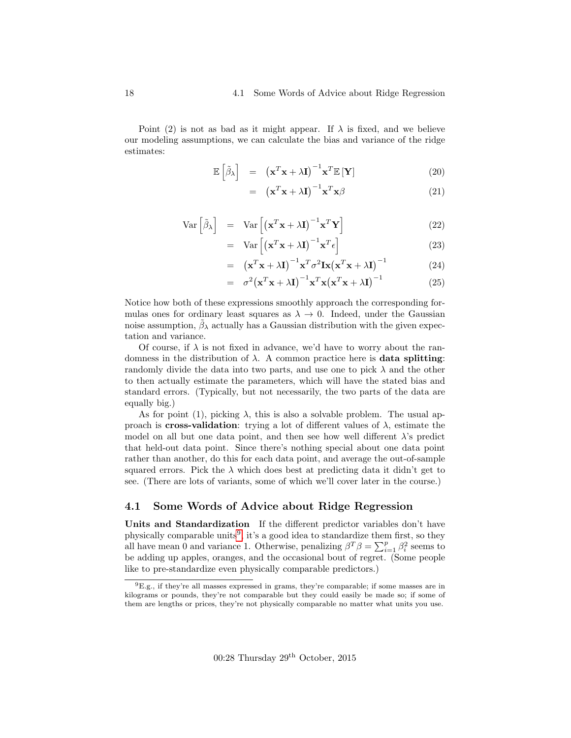Point (2) is not as bad as it might appear. If $\lambda$ is fixed, and we believe our modeling assumptions, we can calculate the bias and variance of the ridge estimates:

$$\mathbb{E}\left[\tilde{\beta}_\lambda\right] = \left(\mathbf{x}^T\mathbf{x} + \lambda\mathbf{I}\right)^{-1}\mathbf{x}^T\mathbb{E}\left[\mathbf{Y}\right] \tag{20}$$

$$= \left(\mathbf{x}^T\mathbf{x} + \lambda\mathbf{I}\right)^{-1}\mathbf{x}^T\mathbf{x}\beta \tag{21}$$

$$\text{Var}\left[\tilde{\beta}_\lambda\right] = \text{Var}\left[\left(\mathbf{x}^T\mathbf{x} + \lambda\mathbf{I}\right)^{-1}\mathbf{x}^T\mathbf{Y}\right] \tag{22}$$

$$= \text{Var}\left[\left(\mathbf{x}^T\mathbf{x} + \lambda\mathbf{I}\right)^{-1}\mathbf{x}^T\epsilon\right] \tag{23}$$

$$= \left(\mathbf{x}^T\mathbf{x} + \lambda\mathbf{I}\right)^{-1}\mathbf{x}^T\sigma^2\mathbf{I}\mathbf{x}\left(\mathbf{x}^T\mathbf{x} + \lambda\mathbf{I}\right)^{-1} \tag{24}$$

$$= \sigma^2\left(\mathbf{x}^T\mathbf{x} + \lambda\mathbf{I}\right)^{-1}\mathbf{x}^T\mathbf{x}\left(\mathbf{x}^T\mathbf{x} + \lambda\mathbf{I}\right)^{-1} \tag{25}$$

Notice how both of these expressions smoothly approach the corresponding formulas ones for ordinary least squares as $\lambda \to 0$. Indeed, under the Gaussian noise assumption, $\tilde{\beta}_\lambda$ actually has a Gaussian distribution with the given expectation and variance.

Of course, if $\lambda$ is not fixed in advance, we'd have to worry about the randomness in the distribution of $\lambda$. A common practice here is **data splitting**: randomly divide the data into two parts, and use one to pick $\lambda$ and the other to then actually estimate the parameters, which will have the stated bias and standard errors. (Typically, but not necessarily, the two parts of the data are equally big.)

As for point (1), picking $\lambda$, this is also a solvable problem. The usual approach is **cross-validation**: trying a lot of different values of $\lambda$, estimate the model on all but one data point, and then see how well different $\lambda$'s predict that held-out data point. Since there's nothing special about one data point rather than another, do this for each data point, and average the out-of-sample squared errors. Pick the $\lambda$ which does best at predicting data it didn't get to see. (There are lots of variants, some of which we'll cover later in the course.)

## 4.1 Some Words of Advice about Ridge Regression

**Units and Standardization** If the different predictor variables don't have physically comparable units[9], it's a good idea to standardize them first, so they all have mean 0 and variance 1. Otherwise, penalizing $\beta^T\beta = \sum_{i=1}^{p}\beta_i^2$ seems to be adding up apples, oranges, and the occasional bout of regret. (Some people like to pre-standardize even physically comparable predictors.)

[9] E.g., if they're all masses expressed in grams, they're comparable; if some masses are in kilograms or pounds, they're not comparable but they could easily be made so; if some of them are lengths or prices, they're not physically comparable no matter what units you use.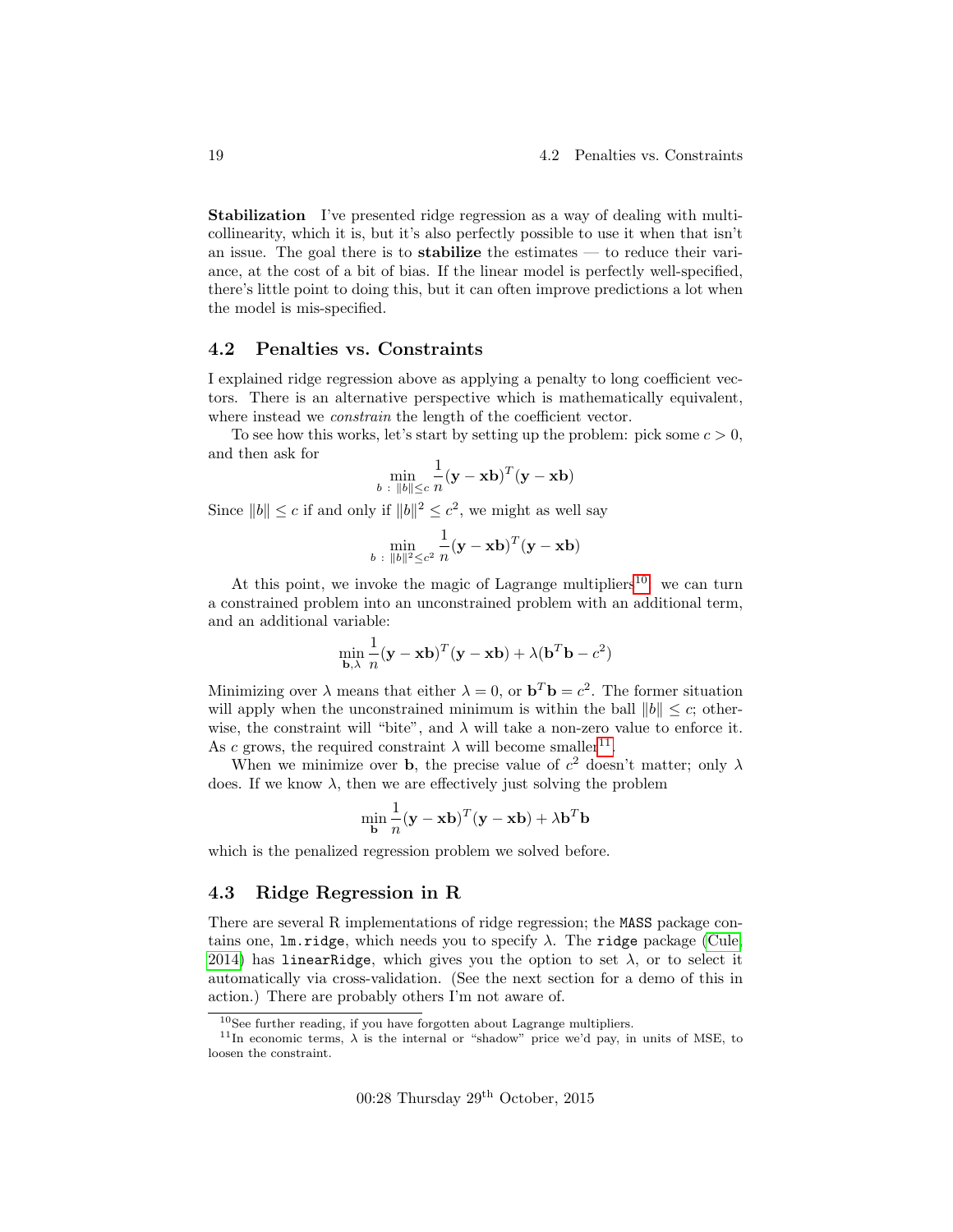**Stabilization** I've presented ridge regression as a way of dealing with multicollinearity, which it is, but it's also perfectly possible to use it when that isn't an issue. The goal there is to **stabilize** the estimates — to reduce their variance, at the cost of a bit of bias. If the linear model is perfectly well-specified, there's little point to doing this, but it can often improve predictions a lot when the model is mis-specified.

## 4.2 Penalties vs. Constraints

I explained ridge regression above as applying a penalty to long coefficient vectors. There is an alternative perspective which is mathematically equivalent, where instead we *constrain* the length of the coefficient vector.

To see how this works, let's start by setting up the problem: pick some $c > 0$, and then ask for

$$\min_{b \,:\, \|b\| \leq c} \frac{1}{n}(\mathbf{y} - \mathbf{x}\mathbf{b})^T(\mathbf{y} - \mathbf{x}\mathbf{b})$$

Since $\|b\| \leq c$ if and only if $\|b\|^2 \leq c^2$, we might as well say

$$\min_{b \,:\, \|b\|^2 \leq c^2} \frac{1}{n}(\mathbf{y} - \mathbf{x}\mathbf{b})^T(\mathbf{y} - \mathbf{x}\mathbf{b})$$

At this point, we invoke the magic of Lagrange multipliers[10]: we can turn a constrained problem into an unconstrained problem with an additional term, and an additional variable:

$$\min_{\mathbf{b}, \lambda} \frac{1}{n}(\mathbf{y} - \mathbf{x}\mathbf{b})^T(\mathbf{y} - \mathbf{x}\mathbf{b}) + \lambda(\mathbf{b}^T\mathbf{b} - c^2)$$

Minimizing over $\lambda$ means that either $\lambda = 0$, or $\mathbf{b}^T\mathbf{b} = c^2$. The former situation will apply when the unconstrained minimum is within the ball $\|b\| \leq c$; otherwise, the constraint will "bite", and $\lambda$ will take a non-zero value to enforce it. As $c$ grows, the required constraint $\lambda$ will become smaller[11].

When we minimize over $\mathbf{b}$, the precise value of $c^2$ doesn't matter; only $\lambda$ does. If we know $\lambda$, then we are effectively just solving the problem

$$\min_{\mathbf{b}} \frac{1}{n}(\mathbf{y} - \mathbf{x}\mathbf{b})^T(\mathbf{y} - \mathbf{x}\mathbf{b}) + \lambda\mathbf{b}^T\mathbf{b}$$

which is the penalized regression problem we solved before.

## 4.3 Ridge Regression in R

There are several R implementations of ridge regression; the `MASS` package contains one, `lm.ridge`, which needs you to specify $\lambda$. The `ridge` package (Cule, 2014) has `linearRidge`, which gives you the option to set $\lambda$, or to select it automatically via cross-validation. (See the next section for a demo of this in action.) There are probably others I'm not aware of.

[10] See further reading, if you have forgotten about Lagrange multipliers.

[11] In economic terms, $\lambda$ is the internal or "shadow" price we'd pay, in units of MSE, to loosen the constraint.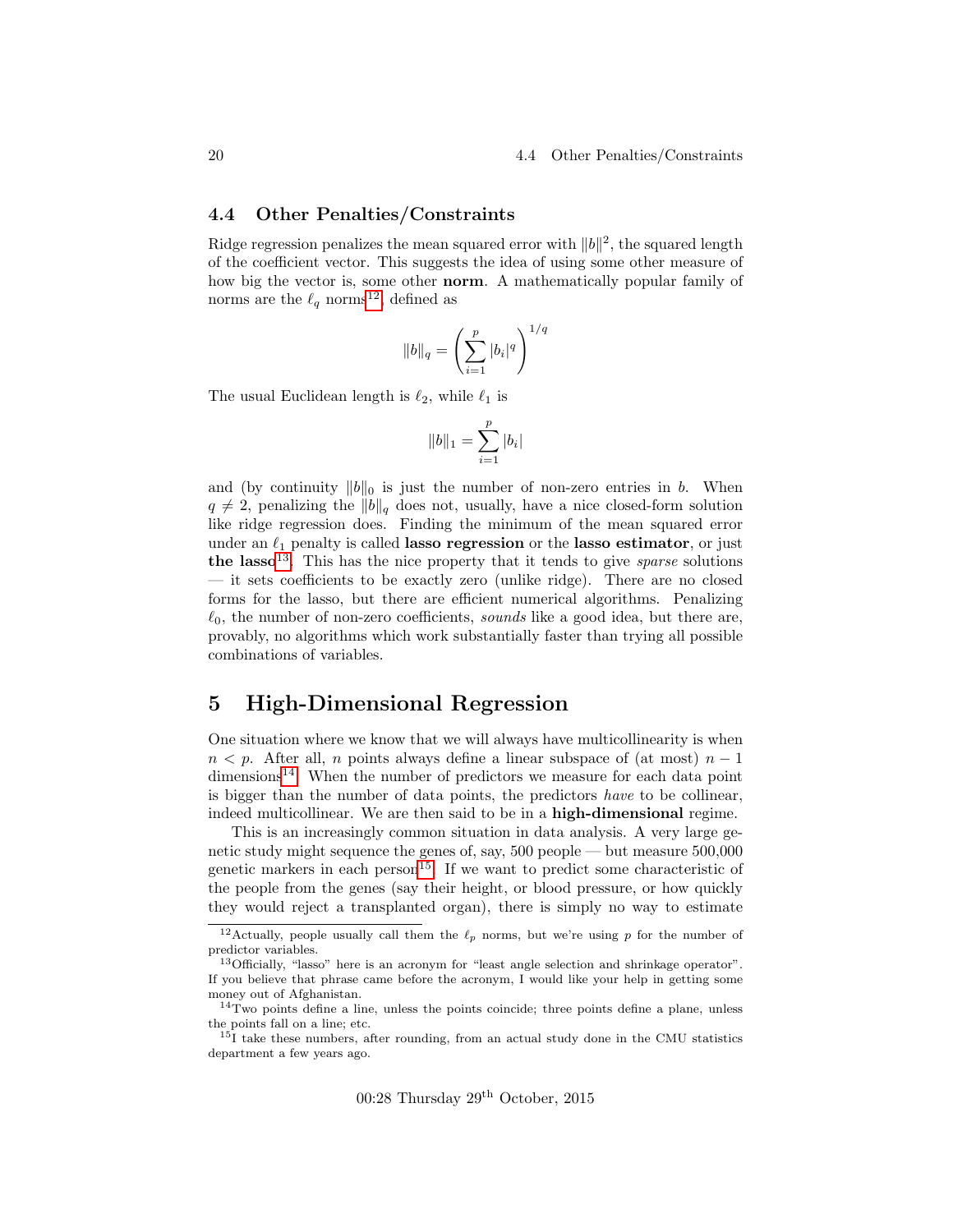## 4.4 Other Penalties/Constraints

Ridge regression penalizes the mean squared error with $\|b\|^2$, the squared length of the coefficient vector. This suggests the idea of using some other measure of how big the vector is, some other **norm**. A mathematically popular family of norms are the $\ell_q$ norms[12], defined as

$$\|b\|_q = \left( \sum_{i=1}^{p} |b_i|^q \right)^{1/q}$$

The usual Euclidean length is $\ell_2$, while $\ell_1$ is

$$\|b\|_1 = \sum_{i=1}^{p} |b_i|$$

and (by continuity $\|b\|_0$ is just the number of non-zero entries in $b$. When $q \neq 2$, penalizing the $\|b\|_q$ does not, usually, have a nice closed-form solution like ridge regression does. Finding the minimum of the mean squared error under an $\ell_1$ penalty is called **lasso regression** or the **lasso estimator**, or just **the lasso**[13]. This has the nice property that it tends to give *sparse* solutions — it sets coefficients to be exactly zero (unlike ridge). There are no closed forms for the lasso, but there are efficient numerical algorithms. Penalizing $\ell_0$, the number of non-zero coefficients, *sounds* like a good idea, but there are, provably, no algorithms which work substantially faster than trying all possible combinations of variables.

# 5 High-Dimensional Regression

One situation where we know that we will always have multicollinearity is when $n < p$. After all, $n$ points always define a linear subspace of (at most) $n-1$ dimensions[14]. When the number of predictors we measure for each data point is bigger than the number of data points, the predictors *have* to be collinear, indeed multicollinear. We are then said to be in a **high-dimensional** regime.

This is an increasingly common situation in data analysis. A very large genetic study might sequence the genes of, say, 500 people — but measure 500,000 genetic markers in each person[15]. If we want to predict some characteristic of the people from the genes (say their height, or blood pressure, or how quickly they would reject a transplanted organ), there is simply no way to estimate

---

[12] Actually, people usually call them the $\ell_p$ norms, but we're using $p$ for the number of predictor variables.

[13] Officially, "lasso" here is an acronym for "least angle selection and shrinkage operator". If you believe that phrase came before the acronym, I would like your help in getting some money out of Afghanistan.

[14] Two points define a line, unless the points coincide; three points define a plane, unless the points fall on a line; etc.

[15] I take these numbers, after rounding, from an actual study done in the CMU statistics department a few years ago.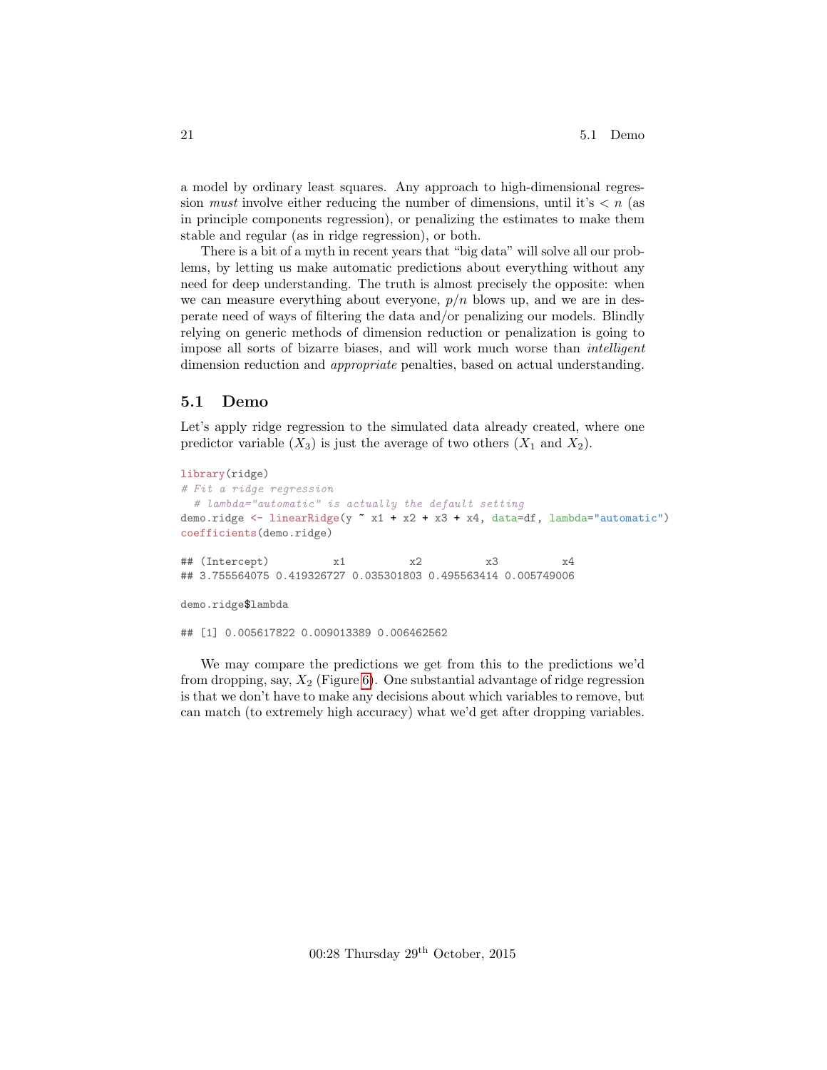a model by ordinary least squares. Any approach to high-dimensional regression *must* involve either reducing the number of dimensions, until it's $< n$ (as in principle components regression), or penalizing the estimates to make them stable and regular (as in ridge regression), or both.

There is a bit of a myth in recent years that "big data" will solve all our problems, by letting us make automatic predictions about everything without any need for deep understanding. The truth is almost precisely the opposite: when we can measure everything about everyone, $p/n$ blows up, and we are in desperate need of ways of filtering the data and/or penalizing our models. Blindly relying on generic methods of dimension reduction or penalization is going to impose all sorts of bizarre biases, and will work much worse than *intelligent* dimension reduction and *appropriate* penalties, based on actual understanding.

## 5.1 Demo

Let's apply ridge regression to the simulated data already created, where one predictor variable ($X_3$) is just the average of two others ($X_1$ and $X_2$).

```
library(ridge)
# Fit a ridge regression
  # lambda="automatic" is actually the default setting
demo.ridge <- linearRidge(y ~ x1 + x2 + x3 + x4, data=df, lambda="automatic")
coefficients(demo.ridge)

## (Intercept)          x1          x2          x3          x4
## 3.755564075 0.419326727 0.035301803 0.495563414 0.005749006

demo.ridge$lambda

## [1] 0.005617822 0.009013389 0.006462562
```

We may compare the predictions we get from this to the predictions we'd from dropping, say, $X_2$ (Figure 6). One substantial advantage of ridge regression is that we don't have to make any decisions about which variables to remove, but can match (to extremely high accuracy) what we'd get after dropping variables.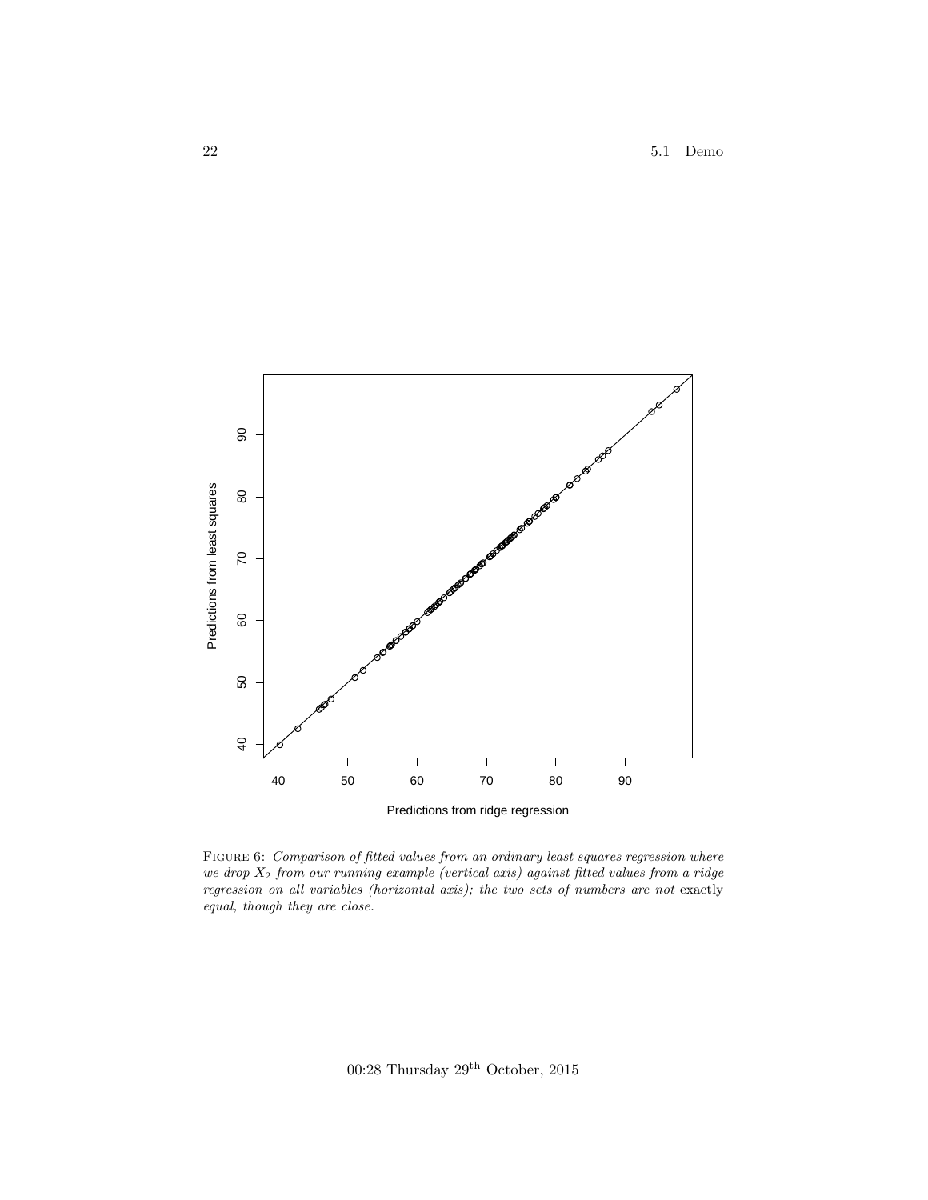Figure 6: *Comparison of fitted values from an ordinary least squares regression where we drop $X_2$ from our running example (vertical axis) against fitted values from a ridge regression on all variables (horizontal axis); the two sets of numbers are not* exactly *equal, though they are close.*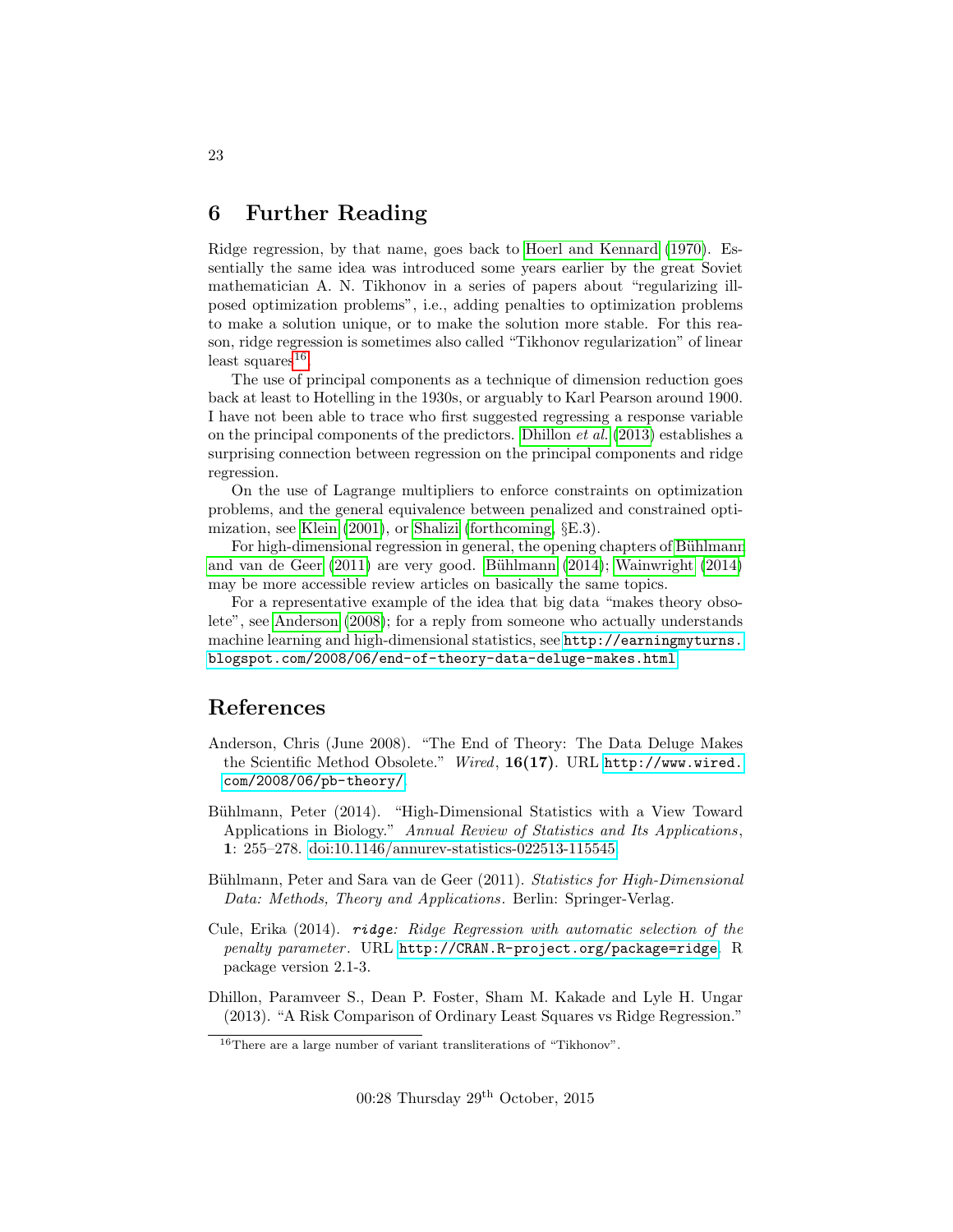## 6 Further Reading

Ridge regression, by that name, goes back to Hoerl and Kennard (1970). Essentially the same idea was introduced some years earlier by the great Soviet mathematician A. N. Tikhonov in a series of papers about "regularizing ill-posed optimization problems", i.e., adding penalties to optimization problems to make a solution unique, or to make the solution more stable. For this reason, ridge regression is sometimes also called "Tikhonov regularization" of linear least squares[16].

The use of principal components as a technique of dimension reduction goes back at least to Hotelling in the 1930s, or arguably to Karl Pearson around 1900. I have not been able to trace who first suggested regressing a response variable on the principal components of the predictors. Dhillon *et al.* (2013) establishes a surprising connection between regression on the principal components and ridge regression.

On the use of Lagrange multipliers to enforce constraints on optimization problems, and the general equivalence between penalized and constrained optimization, see Klein (2001), or Shalizi (forthcoming, §E.3).

For high-dimensional regression in general, the opening chapters of Bühlmann and van de Geer (2011) are very good. Bühlmann (2014); Wainwright (2014) may be more accessible review articles on basically the same topics.

For a representative example of the idea that big data "makes theory obsolete", see Anderson (2008); for a reply from someone who actually understands machine learning and high-dimensional statistics, see `http://earningmyturns.blogspot.com/2008/06/end-of-theory-data-deluge-makes.html`.

## References

Anderson, Chris (June 2008). "The End of Theory: The Data Deluge Makes the Scientific Method Obsolete." *Wired*, **16(17)**. URL `http://www.wired.com/2008/06/pb-theory/`.

Bühlmann, Peter (2014). "High-Dimensional Statistics with a View Toward Applications in Biology." *Annual Review of Statistics and Its Applications*, **1**: 255–278. doi:10.1146/annurev-statistics-022513-115545.

Bühlmann, Peter and Sara van de Geer (2011). *Statistics for High-Dimensional Data: Methods, Theory and Applications*. Berlin: Springer-Verlag.

Cule, Erika (2014). *ridge: Ridge Regression with automatic selection of the penalty parameter*. URL `http://CRAN.R-project.org/package=ridge`. R package version 2.1-3.

Dhillon, Paramveer S., Dean P. Foster, Sham M. Kakade and Lyle H. Ungar (2013). "A Risk Comparison of Ordinary Least Squares vs Ridge Regression."

[16] There are a large number of variant transliterations of "Tikhonov".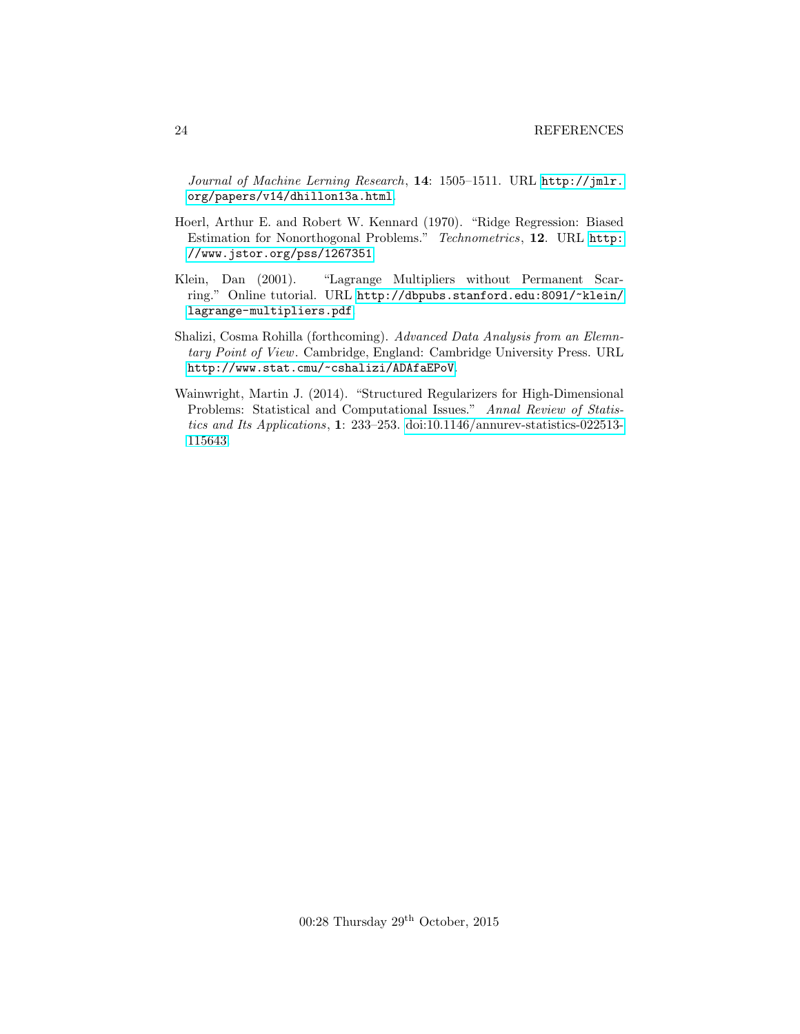*Journal of Machine Lerning Research*, **14**: 1505–1511. URL http://jmlr.org/papers/v14/dhillon13a.html.

Hoerl, Arthur E. and Robert W. Kennard (1970). "Ridge Regression: Biased Estimation for Nonorthogonal Problems." *Technometrics*, **12**. URL http://www.jstor.org/pss/1267351.

Klein, Dan (2001). "Lagrange Multipliers without Permanent Scarring." Online tutorial. URL http://dbpubs.stanford.edu:8091/~klein/lagrange-multipliers.pdf.

Shalizi, Cosma Rohilla (forthcoming). *Advanced Data Analysis from an Elemntary Point of View*. Cambridge, England: Cambridge University Press. URL http://www.stat.cmu/~cshalizi/ADAfaEPoV.

Wainwright, Martin J. (2014). "Structured Regularizers for High-Dimensional Problems: Statistical and Computational Issues." *Annal Review of Statistics and Its Applications*, **1**: 233–253. doi:10.1146/annurev-statistics-022513-115643.